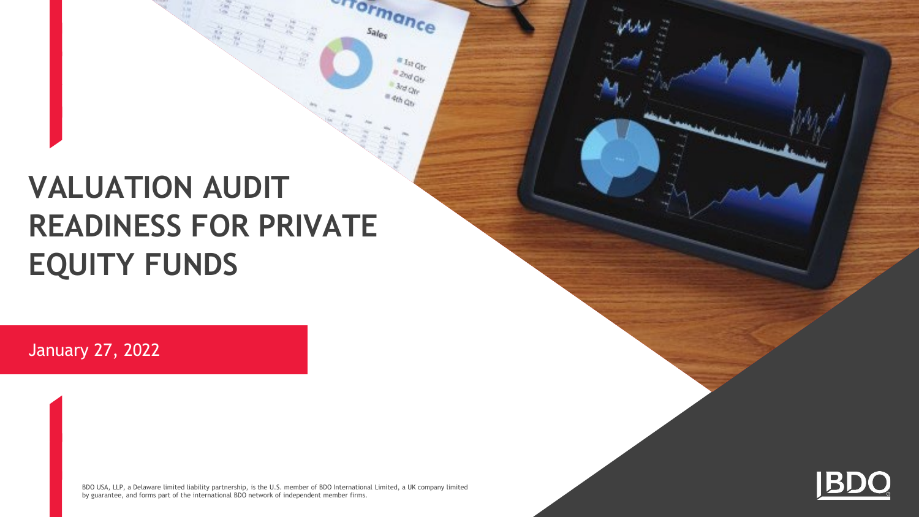# VALUATION AUDIT READINESS FOR PRIVATE EQUITY FUNDS

January 27, 2022

BDO USA, LLP, a Delaware limited liability partnership, is the U.S. member of BDO International Limited, a UK company limited by guarantee, and forms part of the international BDO network of independent member firms.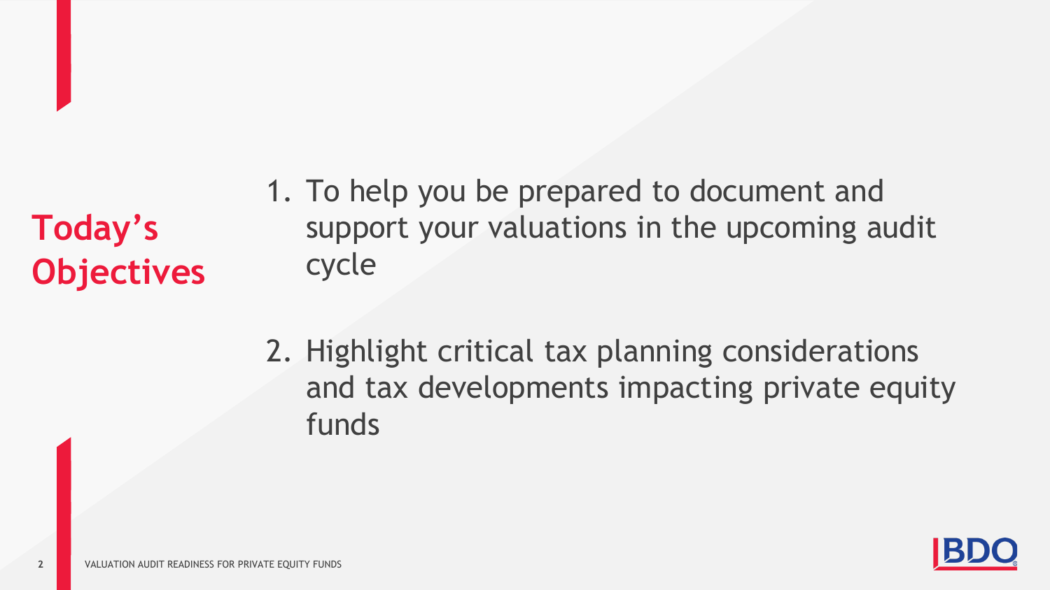## Today's Objectives

1. To help you be prepared to document and support your valuations in the upcoming audit cycle
2. Highlight critical tax planning considerations and tax developments impacting private equity funds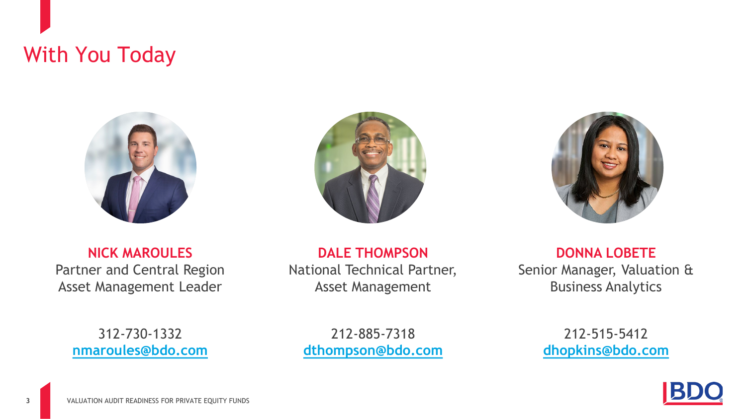# With You Today

**NICK MAROULES**
Partner and Central Region Asset Management Leader

312-730-1332
nmaroules@bdo.com

**DALE THOMPSON**
National Technical Partner, Asset Management

212-885-7318
dthompson@bdo.com

**DONNA LOBETE**
Senior Manager, Valuation & Business Analytics

212-515-5412
dhopkins@bdo.com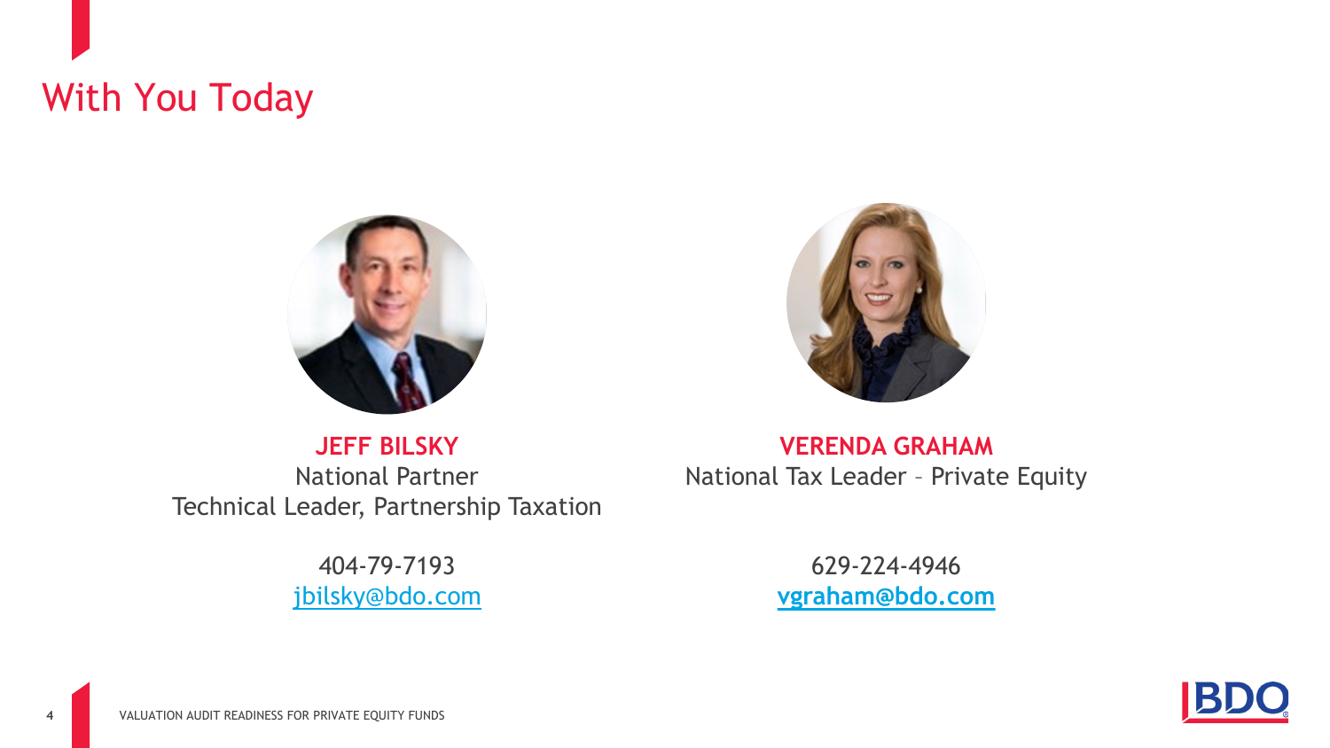# With You Today

**JEFF BILSKY**
National Partner
Technical Leader, Partnership Taxation

404-79-7193
jbilsky@bdo.com

**VERENDA GRAHAM**
National Tax Leader – Private Equity

629-224-4946
**vgraham@bdo.com**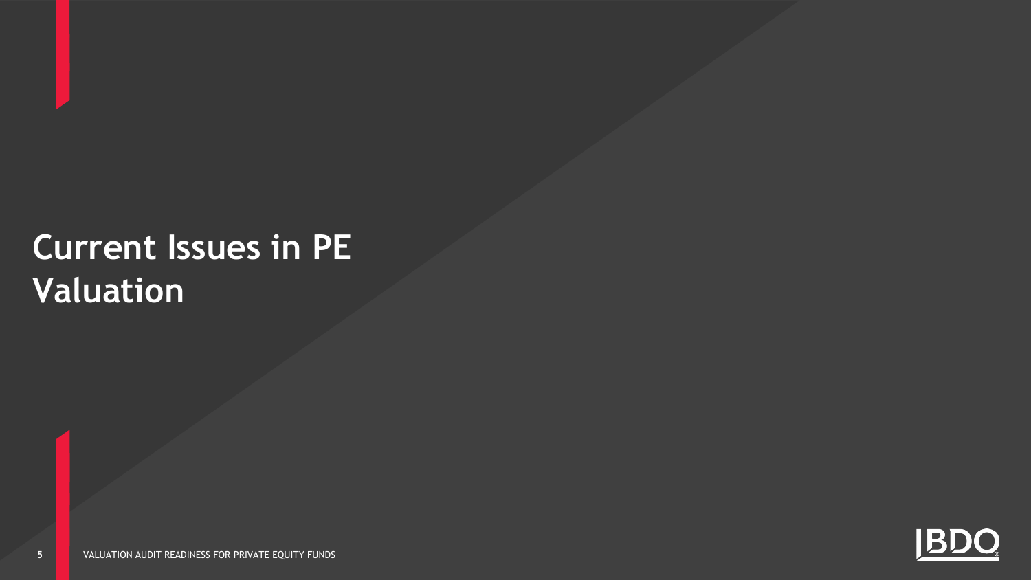# Current Issues in PE Valuation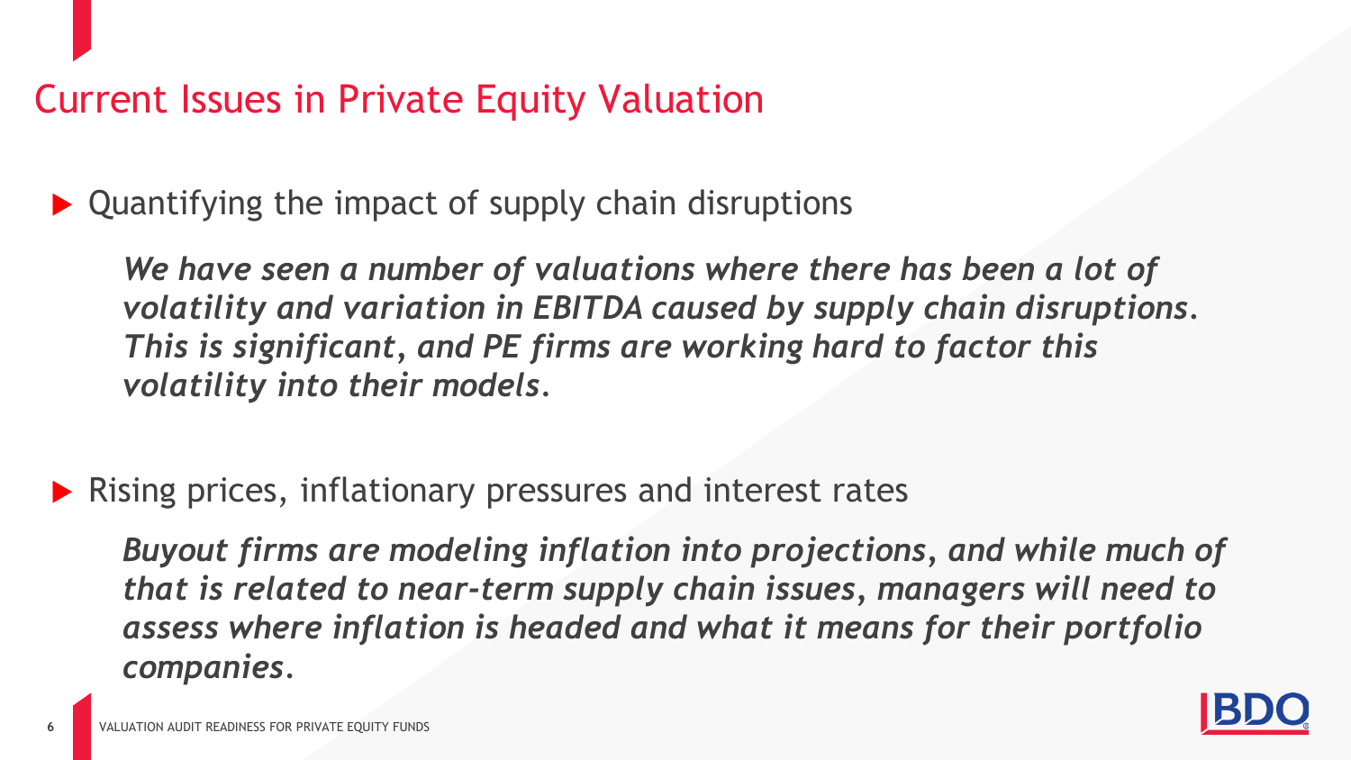# Current Issues in Private Equity Valuation

- Quantifying the impact of supply chain disruptions

  ***We have seen a number of valuations where there has been a lot of volatility and variation in EBITDA caused by supply chain disruptions. This is significant, and PE firms are working hard to factor this volatility into their models.***

- Rising prices, inflationary pressures and interest rates

  ***Buyout firms are modeling inflation into projections, and while much of that is related to near-term supply chain issues, managers will need to assess where inflation is headed and what it means for their portfolio companies.***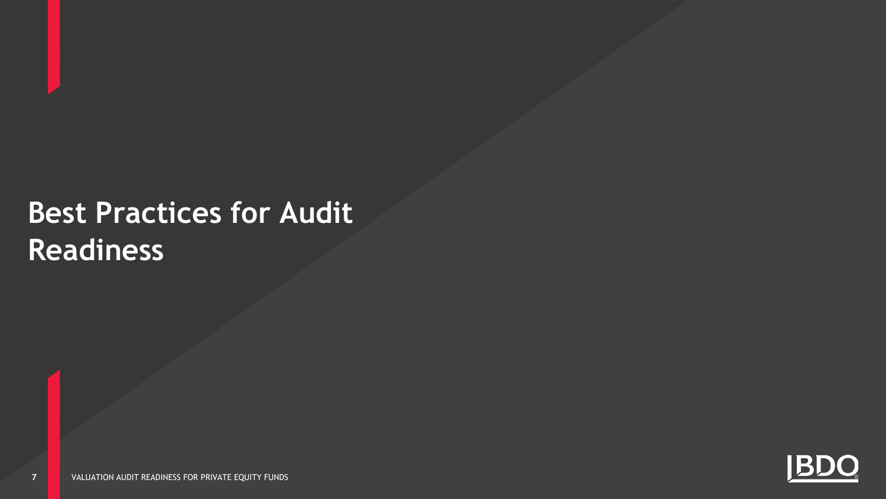# Best Practices for Audit Readiness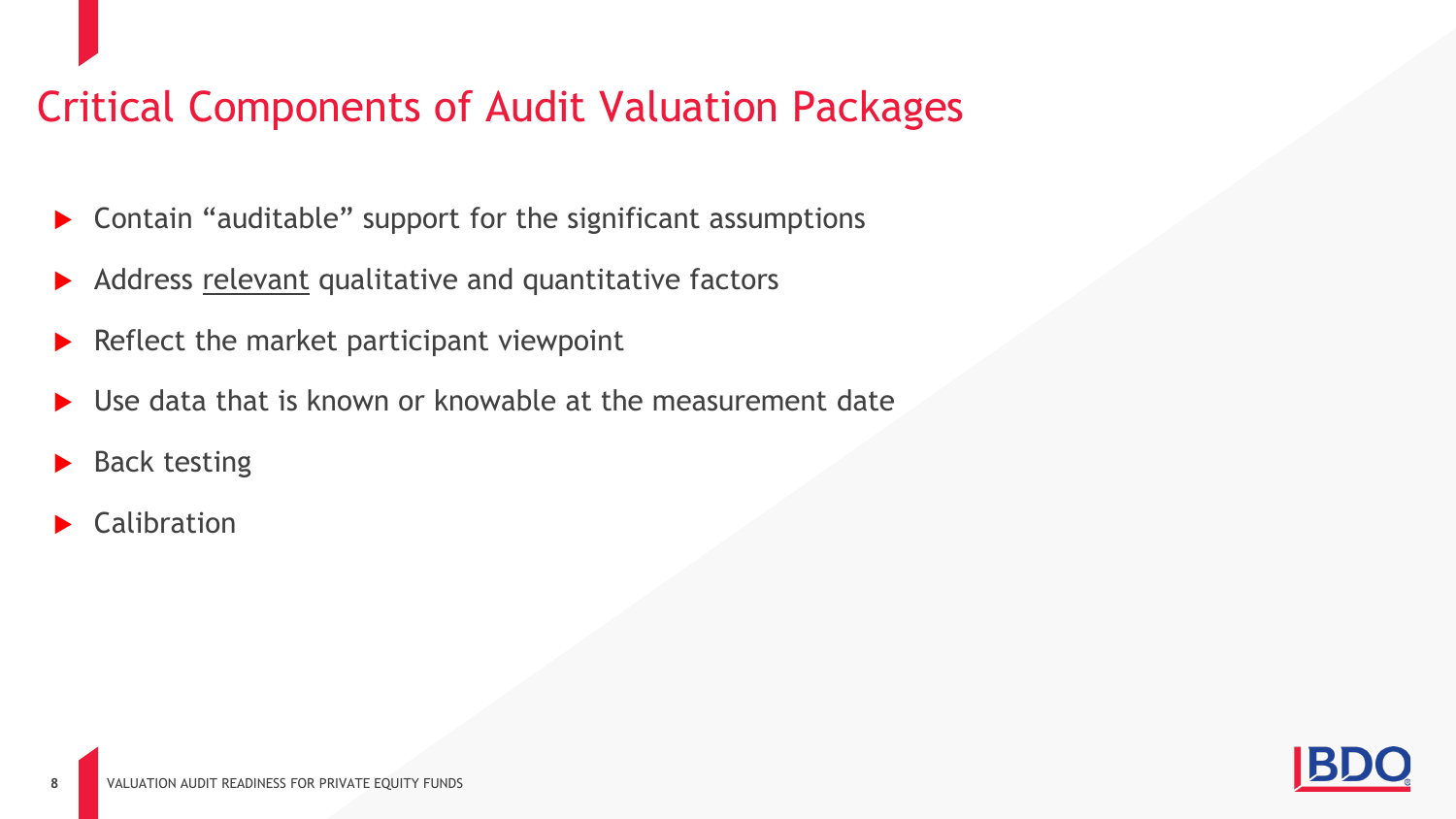# Critical Components of Audit Valuation Packages

- Contain “auditable” support for the significant assumptions
- Address <u>relevant</u> qualitative and quantitative factors
- Reflect the market participant viewpoint
- Use data that is known or knowable at the measurement date
- Back testing
- Calibration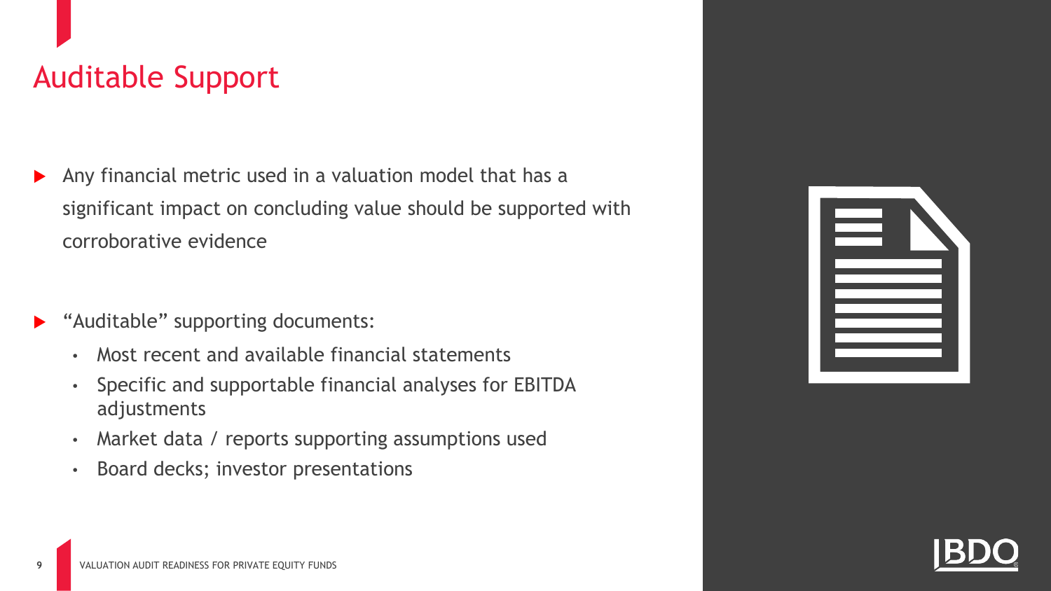# Auditable Support

- Any financial metric used in a valuation model that has a significant impact on concluding value should be supported with corroborative evidence

- "Auditable" supporting documents:
  - Most recent and available financial statements
  - Specific and supportable financial analyses for EBITDA adjustments
  - Market data / reports supporting assumptions used
  - Board decks; investor presentations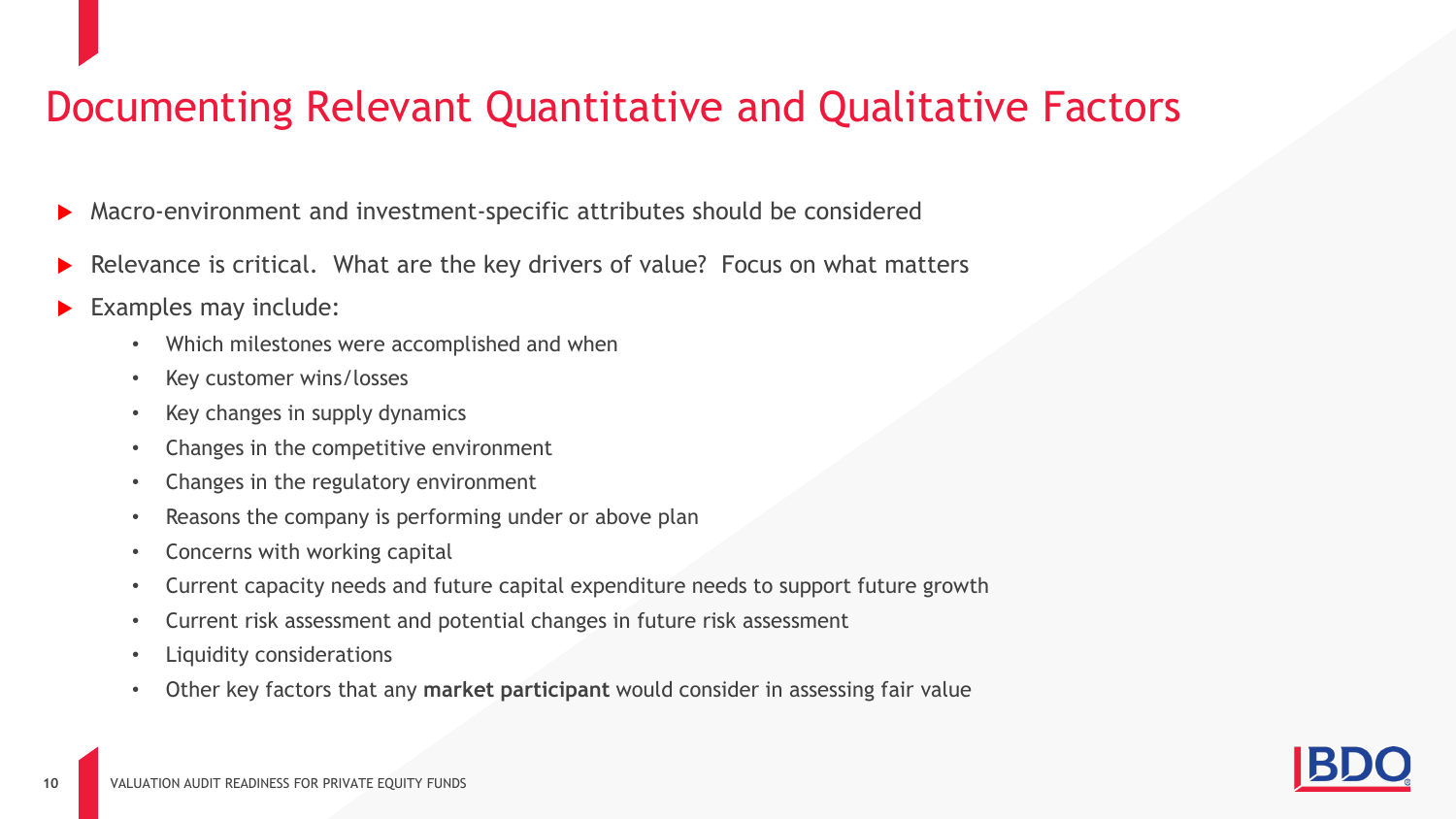# Documenting Relevant Quantitative and Qualitative Factors

- Macro-environment and investment-specific attributes should be considered
- Relevance is critical. What are the key drivers of value? Focus on what matters
- Examples may include:
  - Which milestones were accomplished and when
  - Key customer wins/losses
  - Key changes in supply dynamics
  - Changes in the competitive environment
  - Changes in the regulatory environment
  - Reasons the company is performing under or above plan
  - Concerns with working capital
  - Current capacity needs and future capital expenditure needs to support future growth
  - Current risk assessment and potential changes in future risk assessment
  - Liquidity considerations
  - Other key factors that any **market participant** would consider in assessing fair value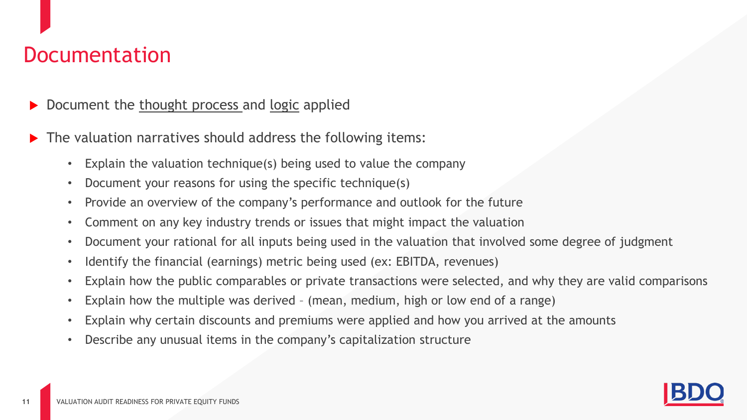# Documentation

- Document the <u>thought process</u> and <u>logic</u> applied
- The valuation narratives should address the following items:
  - Explain the valuation technique(s) being used to value the company
  - Document your reasons for using the specific technique(s)
  - Provide an overview of the company's performance and outlook for the future
  - Comment on any key industry trends or issues that might impact the valuation
  - Document your rational for all inputs being used in the valuation that involved some degree of judgment
  - Identify the financial (earnings) metric being used (ex: EBITDA, revenues)
  - Explain how the public comparables or private transactions were selected, and why they are valid comparisons
  - Explain how the multiple was derived – (mean, medium, high or low end of a range)
  - Explain why certain discounts and premiums were applied and how you arrived at the amounts
  - Describe any unusual items in the company's capitalization structure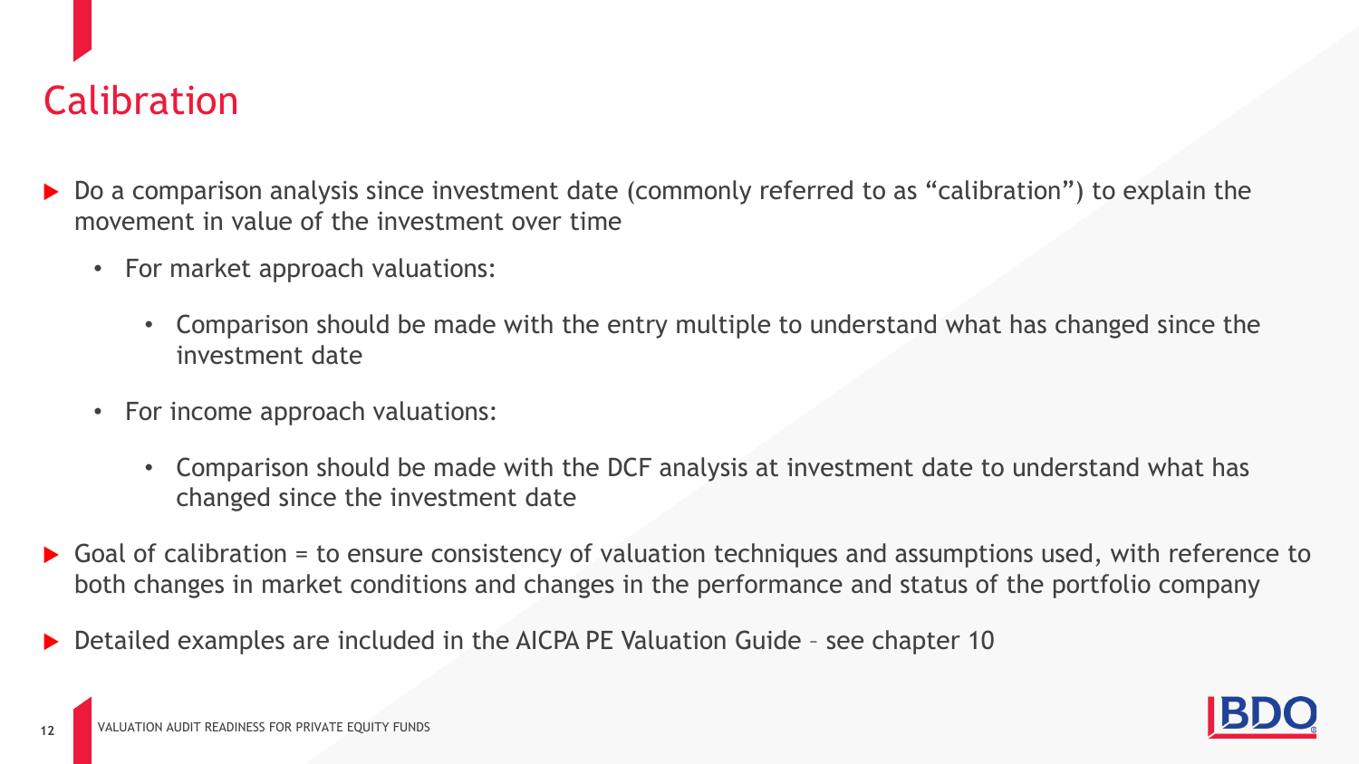# Calibration

- Do a comparison analysis since investment date (commonly referred to as "calibration") to explain the movement in value of the investment over time
  - For market approach valuations:
    - Comparison should be made with the entry multiple to understand what has changed since the investment date
  - For income approach valuations:
    - Comparison should be made with the DCF analysis at investment date to understand what has changed since the investment date
- Goal of calibration = to ensure consistency of valuation techniques and assumptions used, with reference to both changes in market conditions and changes in the performance and status of the portfolio company
- Detailed examples are included in the AICPA PE Valuation Guide – see chapter 10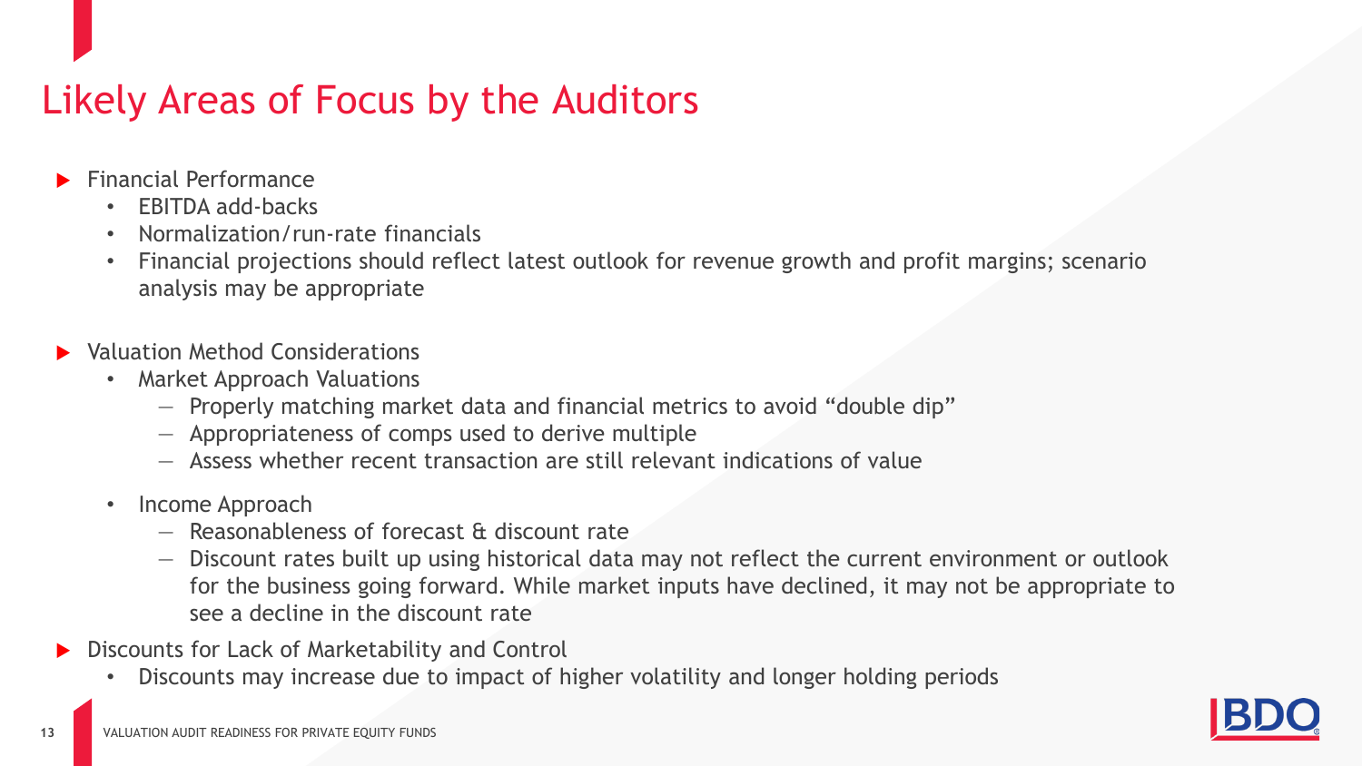# Likely Areas of Focus by the Auditors

- Financial Performance
  - EBITDA add-backs
  - Normalization/run-rate financials
  - Financial projections should reflect latest outlook for revenue growth and profit margins; scenario analysis may be appropriate

- Valuation Method Considerations
  - Market Approach Valuations
    - Properly matching market data and financial metrics to avoid "double dip"
    - Appropriateness of comps used to derive multiple
    - Assess whether recent transaction are still relevant indications of value
  - Income Approach
    - Reasonableness of forecast & discount rate
    - Discount rates built up using historical data may not reflect the current environment or outlook for the business going forward. While market inputs have declined, it may not be appropriate to see a decline in the discount rate

- Discounts for Lack of Marketability and Control
  - Discounts may increase due to impact of higher volatility and longer holding periods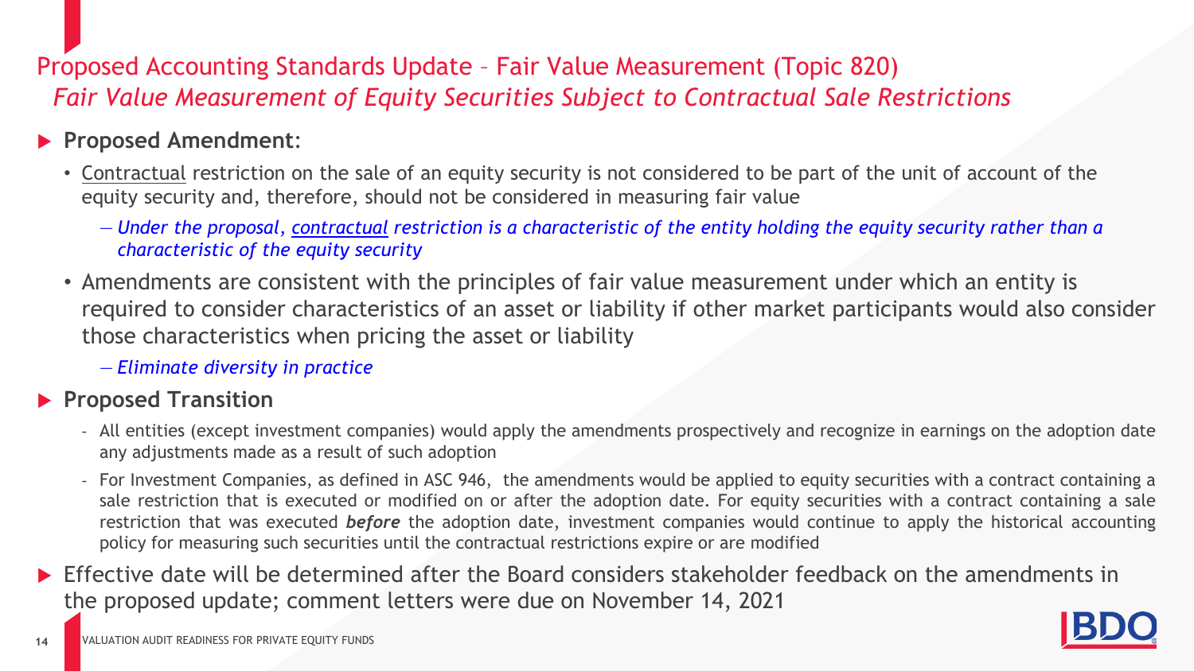## Proposed Accounting Standards Update – Fair Value Measurement (Topic 820)
### *Fair Value Measurement of Equity Securities Subject to Contractual Sale Restrictions*

- **Proposed Amendment**:
  - Contractual restriction on the sale of an equity security is not considered to be part of the unit of account of the equity security and, therefore, should not be considered in measuring fair value
    - *Under the proposal, contractual restriction is a characteristic of the entity holding the equity security rather than a characteristic of the equity security*
  - Amendments are consistent with the principles of fair value measurement under which an entity is required to consider characteristics of an asset or liability if other market participants would also consider those characteristics when pricing the asset or liability
    - *Eliminate diversity in practice*
- **Proposed Transition**
  - All entities (except investment companies) would apply the amendments prospectively and recognize in earnings on the adoption date any adjustments made as a result of such adoption
  - For Investment Companies, as defined in ASC 946, the amendments would be applied to equity securities with a contract containing a sale restriction that is executed or modified on or after the adoption date. For equity securities with a contract containing a sale restriction that was executed ***before*** the adoption date, investment companies would continue to apply the historical accounting policy for measuring such securities until the contractual restrictions expire or are modified
- Effective date will be determined after the Board considers stakeholder feedback on the amendments in the proposed update; comment letters were due on November 14, 2021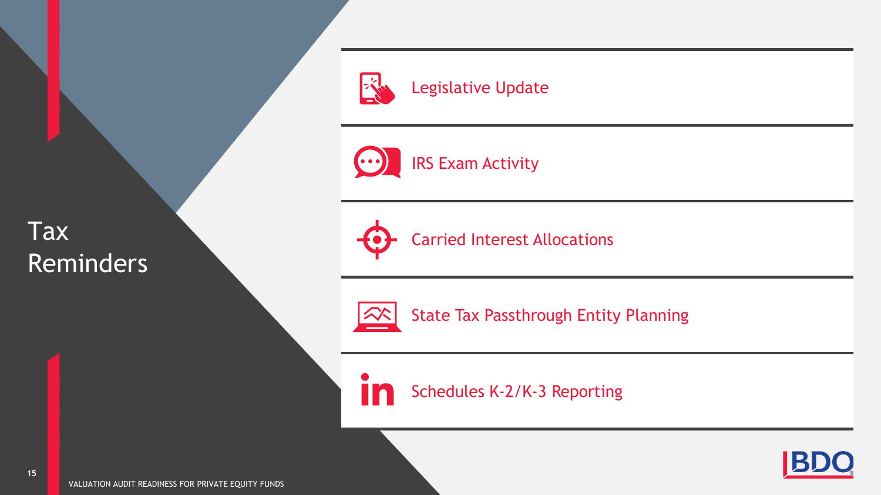# Tax Reminders

- Legislative Update
- IRS Exam Activity
- Carried Interest Allocations
- State Tax Passthrough Entity Planning
- Schedules K-2/K-3 Reporting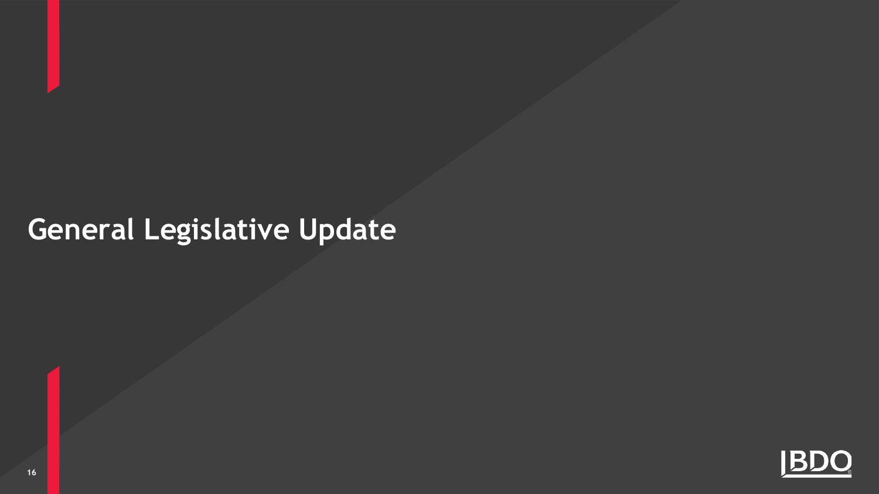# General Legislative Update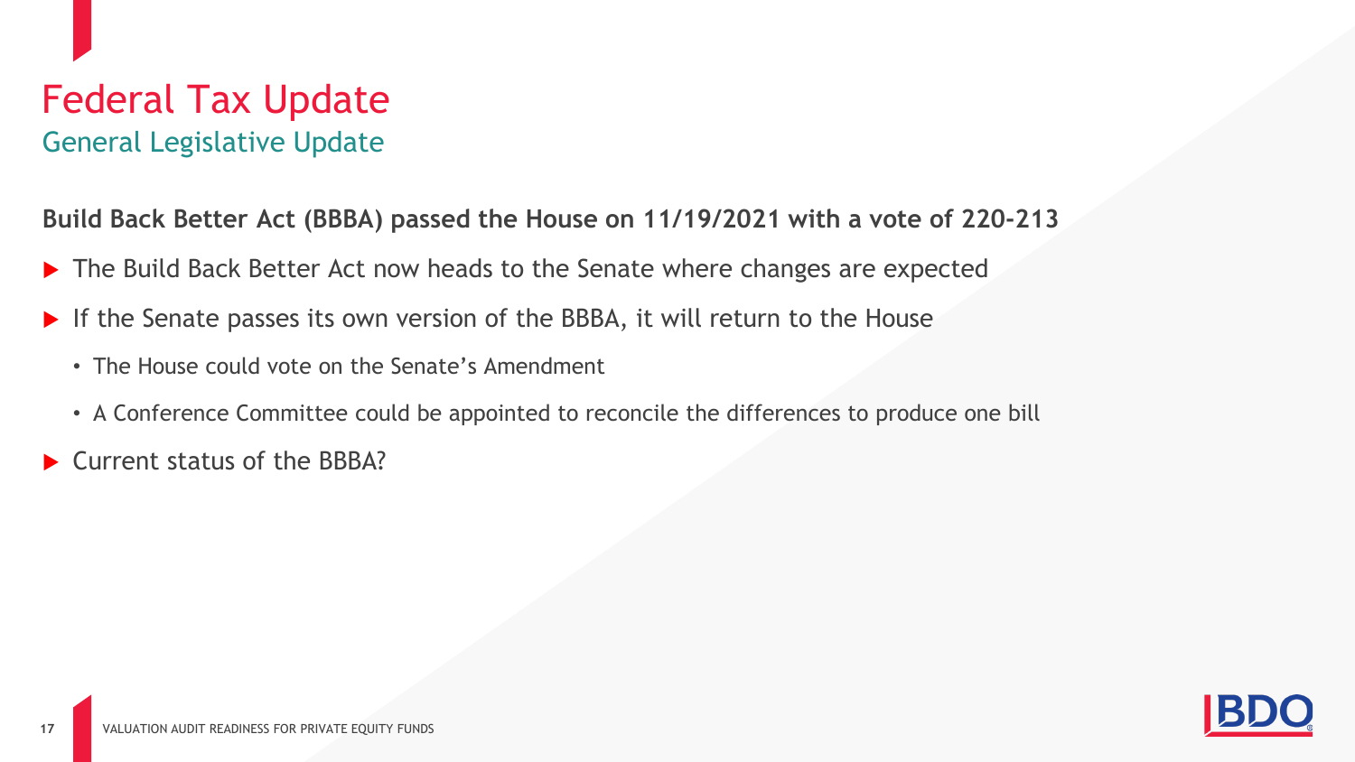# Federal Tax Update

## General Legislative Update

**Build Back Better Act (BBBA) passed the House on 11/19/2021 with a vote of 220-213**

- The Build Back Better Act now heads to the Senate where changes are expected
- If the Senate passes its own version of the BBBA, it will return to the House
  - The House could vote on the Senate's Amendment
  - A Conference Committee could be appointed to reconcile the differences to produce one bill
- Current status of the BBBA?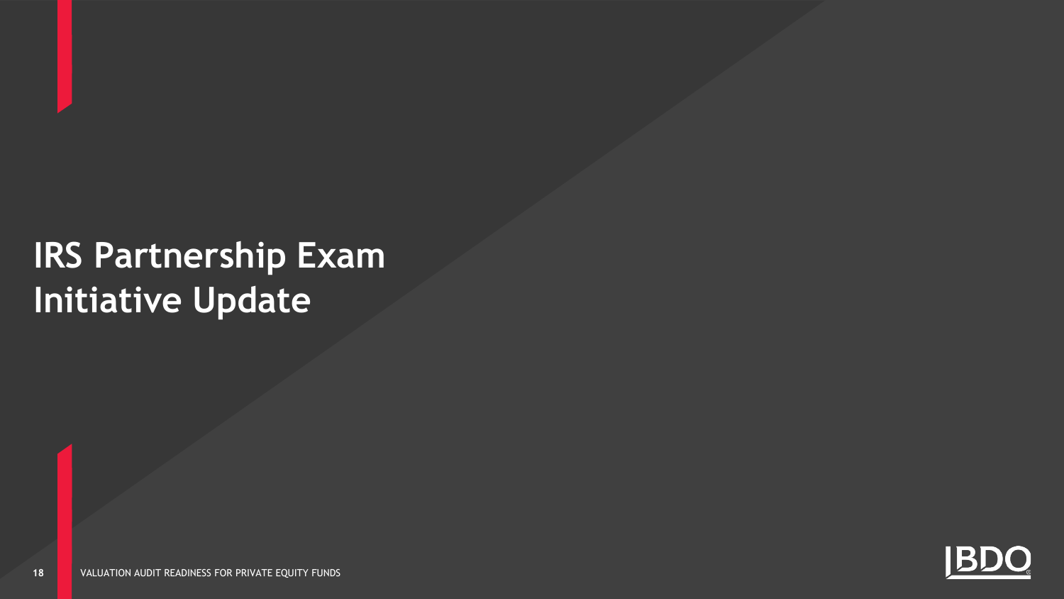# IRS Partnership Exam Initiative Update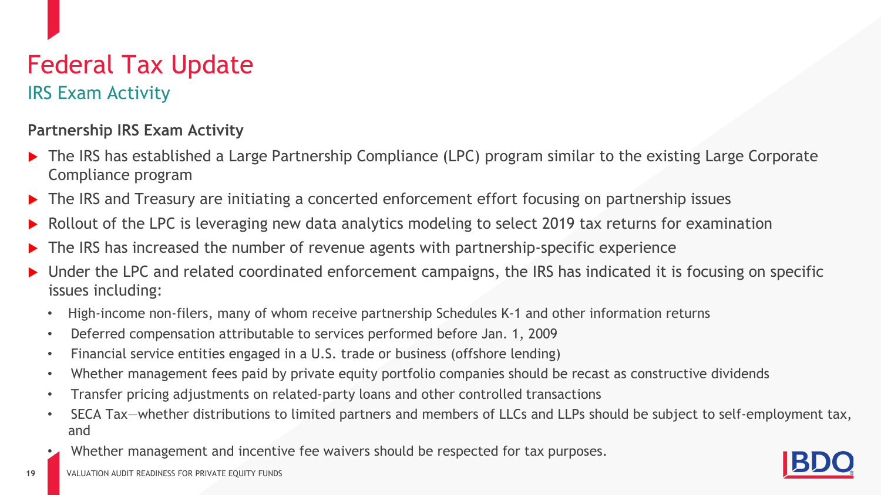# Federal Tax Update

## IRS Exam Activity

**Partnership IRS Exam Activity**

- The IRS has established a Large Partnership Compliance (LPC) program similar to the existing Large Corporate Compliance program
- The IRS and Treasury are initiating a concerted enforcement effort focusing on partnership issues
- Rollout of the LPC is leveraging new data analytics modeling to select 2019 tax returns for examination
- The IRS has increased the number of revenue agents with partnership-specific experience
- Under the LPC and related coordinated enforcement campaigns, the IRS has indicated it is focusing on specific issues including:
  - High-income non-filers, many of whom receive partnership Schedules K-1 and other information returns
  - Deferred compensation attributable to services performed before Jan. 1, 2009
  - Financial service entities engaged in a U.S. trade or business (offshore lending)
  - Whether management fees paid by private equity portfolio companies should be recast as constructive dividends
  - Transfer pricing adjustments on related-party loans and other controlled transactions
  - SECA Tax—whether distributions to limited partners and members of LLCs and LLPs should be subject to self-employment tax, and
  - Whether management and incentive fee waivers should be respected for tax purposes.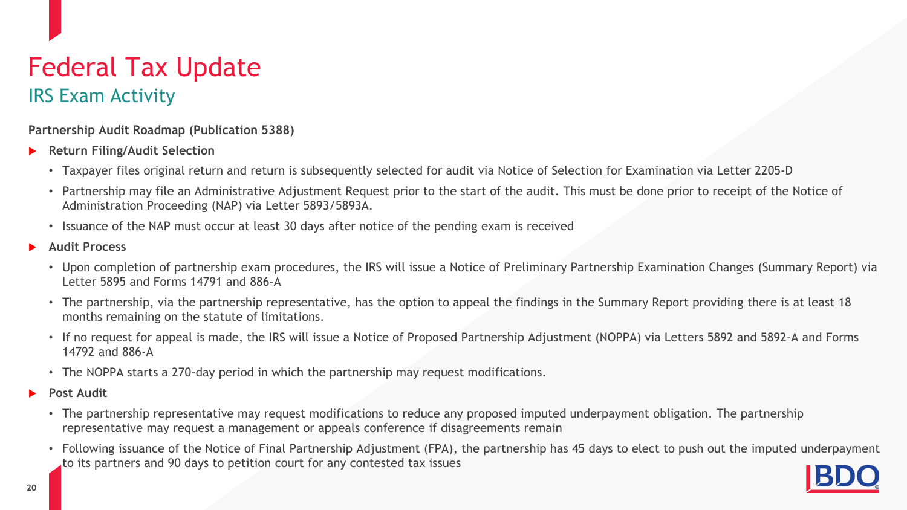# Federal Tax Update

## IRS Exam Activity

**Partnership Audit Roadmap (Publication 5388)**

- **Return Filing/Audit Selection**
  - Taxpayer files original return and return is subsequently selected for audit via Notice of Selection for Examination via Letter 2205-D
  - Partnership may file an Administrative Adjustment Request prior to the start of the audit. This must be done prior to receipt of the Notice of Administration Proceeding (NAP) via Letter 5893/5893A.
  - Issuance of the NAP must occur at least 30 days after notice of the pending exam is received
- **Audit Process**
  - Upon completion of partnership exam procedures, the IRS will issue a Notice of Preliminary Partnership Examination Changes (Summary Report) via Letter 5895 and Forms 14791 and 886-A
  - The partnership, via the partnership representative, has the option to appeal the findings in the Summary Report providing there is at least 18 months remaining on the statute of limitations.
  - If no request for appeal is made, the IRS will issue a Notice of Proposed Partnership Adjustment (NOPPA) via Letters 5892 and 5892-A and Forms 14792 and 886-A
  - The NOPPA starts a 270-day period in which the partnership may request modifications.
- **Post Audit**
  - The partnership representative may request modifications to reduce any proposed imputed underpayment obligation. The partnership representative may request a management or appeals conference if disagreements remain
  - Following issuance of the Notice of Final Partnership Adjustment (FPA), the partnership has 45 days to elect to push out the imputed underpayment to its partners and 90 days to petition court for any contested tax issues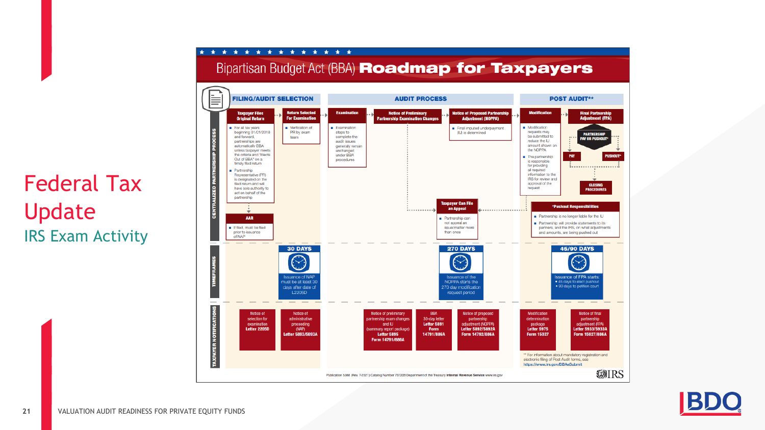# Federal Tax Update

## IRS Exam Activity

# Bipartisan Budget Act (BBA) Roadmap for Taxpayers

## CENTRALIZED PARTNERSHIP PROCESS

### FILING/AUDIT SELECTION

**Taxpayer Files Original Return**

- For all tax years beginning 01/01/2018 and forward, partnerships are automatically BBA unless taxpayer meets the criteria and "Elects Out of BBA" on a timely filed return
- Partnership Representative (PR) is designated on the filed return and will have sole authority to act on behalf of the partnership

**Return Selected For Examination**

- Verification of PR by exam team

**AAR**

- If filed, must be filed prior to issuance of NAP

### AUDIT PROCESS

**Examination**

- Examination steps to complete the audit issues generally remain unchanged under BBA procedures

**Notice of Preliminary Partnership Examination Changes**

**Notice of Proposed Partnership Adjustment (NOPPA)**

- Final imputed underpayment (IU) is determined

**Taxpayer Can File an Appeal**

- Partnership can not appeal an issue/matter more than once

### POST AUDIT**

**Modification**

- Modification requests may be submitted to reduce the IU amount shown on the NOPPA
- The partnership is responsible for providing all required information to the IRS for review and approval of the request

**Final Partnership Adjustment (FPA)**

PARTNERSHIP PAY OR PUSHOUT*

PAY | PUSHOUT*

CLOSING PROCEDURES

***Pushout Responsibilities**

- Partnership is no longer liable for the IU
- Partnership will provide statements to its partners, and the IRS, on what adjustments and amounts, are being pushed out

## TIMEFRAMES

- **30 DAYS** — Issuance of NAP must be at least 30 days after date of L2205D
- **270 DAYS** — Issuance of the NOPPA starts the 270 day modification request period
- **45/90 DAYS** — Issuance of FPA starts:
  - 45 days to elect pushout
  - 90 days to petition court

## TAXPAYER NOTIFICATIONS

- Notice of selection for examination **Letter 2205D**
- Notice of administrative proceeding (NAP) **Letter 5893/5893A**
- Notice of preliminary partnership exam changes and IU (summary report package) **Letter 5895 Form 14791/886A**
- BBA 30-day letter **Letter 5891 Form 14791/886A**
- Notice of proposed partnership adjustment (NOPPA) **Letter 5892/5892A Form 14792/886A**
- Modification determination package **Letter 5975 Form 15027**
- Notice of final partnership adjustment (FPA) **Letter 5933/5933A Form 15027/886A**

** For information about mandatory registration and electronic filing of Post Audit forms, see https://www.irs.gov/BBAeSubmit

Publication 5388 (Rev. 7-2021) Catalog Number 73720B Department of the Treasury **Internal Revenue Service** www.irs.gov

IRS

VALUATION AUDIT READINESS FOR PRIVATE EQUITY FUNDS

BDO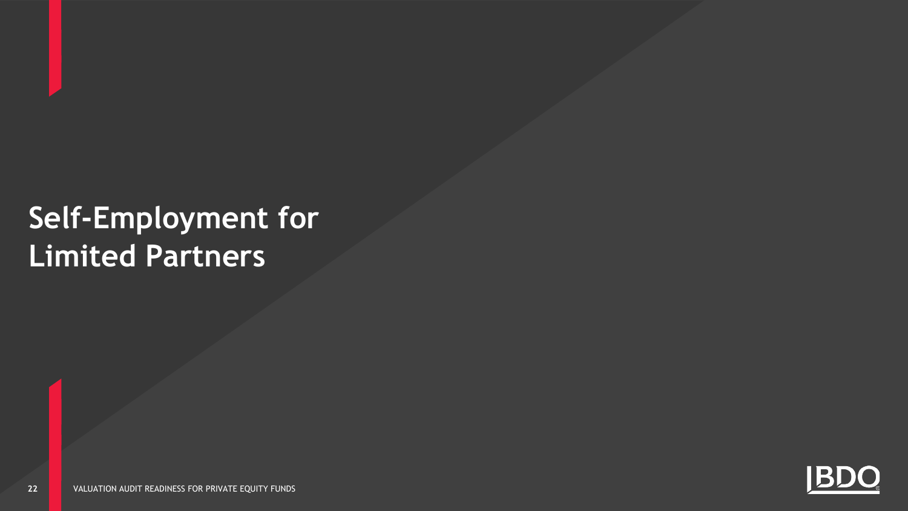# Self-Employment for Limited Partners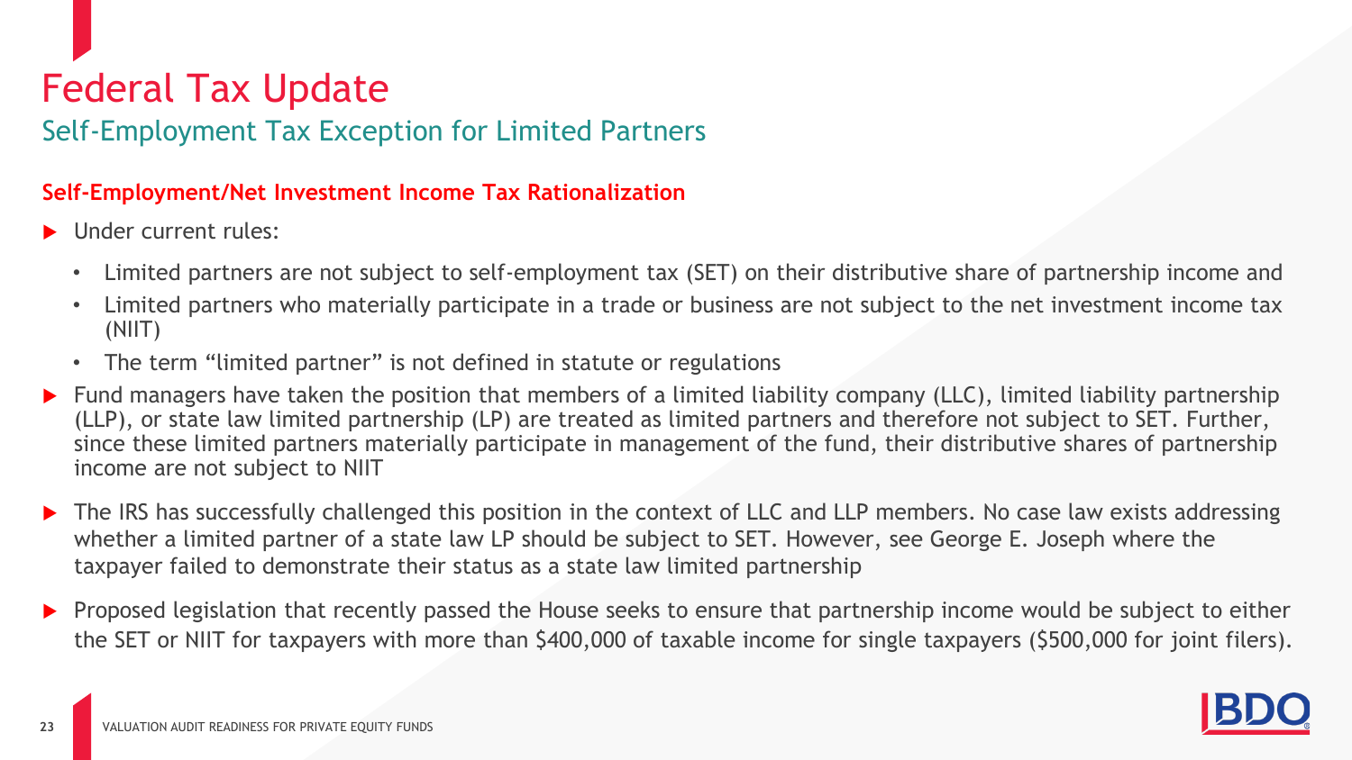# Federal Tax Update

## Self-Employment Tax Exception for Limited Partners

**Self-Employment/Net Investment Income Tax Rationalization**

- Under current rules:
  - Limited partners are not subject to self-employment tax (SET) on their distributive share of partnership income and
  - Limited partners who materially participate in a trade or business are not subject to the net investment income tax (NIIT)
  - The term "limited partner" is not defined in statute or regulations
- Fund managers have taken the position that members of a limited liability company (LLC), limited liability partnership (LLP), or state law limited partnership (LP) are treated as limited partners and therefore not subject to SET. Further, since these limited partners materially participate in management of the fund, their distributive shares of partnership income are not subject to NIIT
- The IRS has successfully challenged this position in the context of LLC and LLP members. No case law exists addressing whether a limited partner of a state law LP should be subject to SET. However, see George E. Joseph where the taxpayer failed to demonstrate their status as a state law limited partnership
- Proposed legislation that recently passed the House seeks to ensure that partnership income would be subject to either the SET or NIIT for taxpayers with more than $400,000 of taxable income for single taxpayers ($500,000 for joint filers).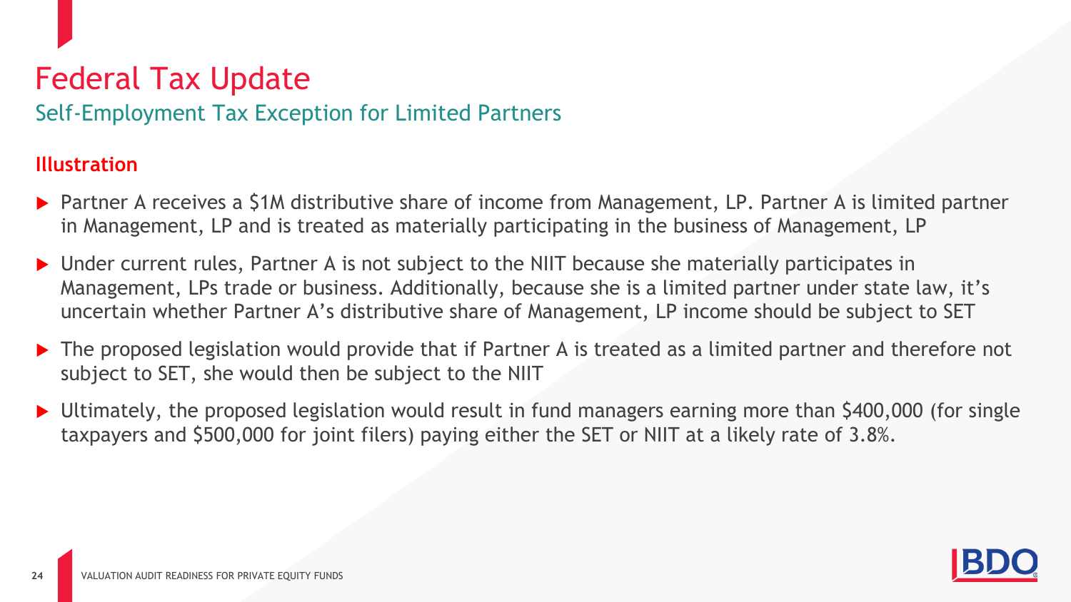# Federal Tax Update

## Self-Employment Tax Exception for Limited Partners

### Illustration

- Partner A receives a $1M distributive share of income from Management, LP. Partner A is limited partner in Management, LP and is treated as materially participating in the business of Management, LP
- Under current rules, Partner A is not subject to the NIIT because she materially participates in Management, LPs trade or business. Additionally, because she is a limited partner under state law, it's uncertain whether Partner A's distributive share of Management, LP income should be subject to SET
- The proposed legislation would provide that if Partner A is treated as a limited partner and therefore not subject to SET, she would then be subject to the NIIT
- Ultimately, the proposed legislation would result in fund managers earning more than $400,000 (for single taxpayers and $500,000 for joint filers) paying either the SET or NIIT at a likely rate of 3.8%.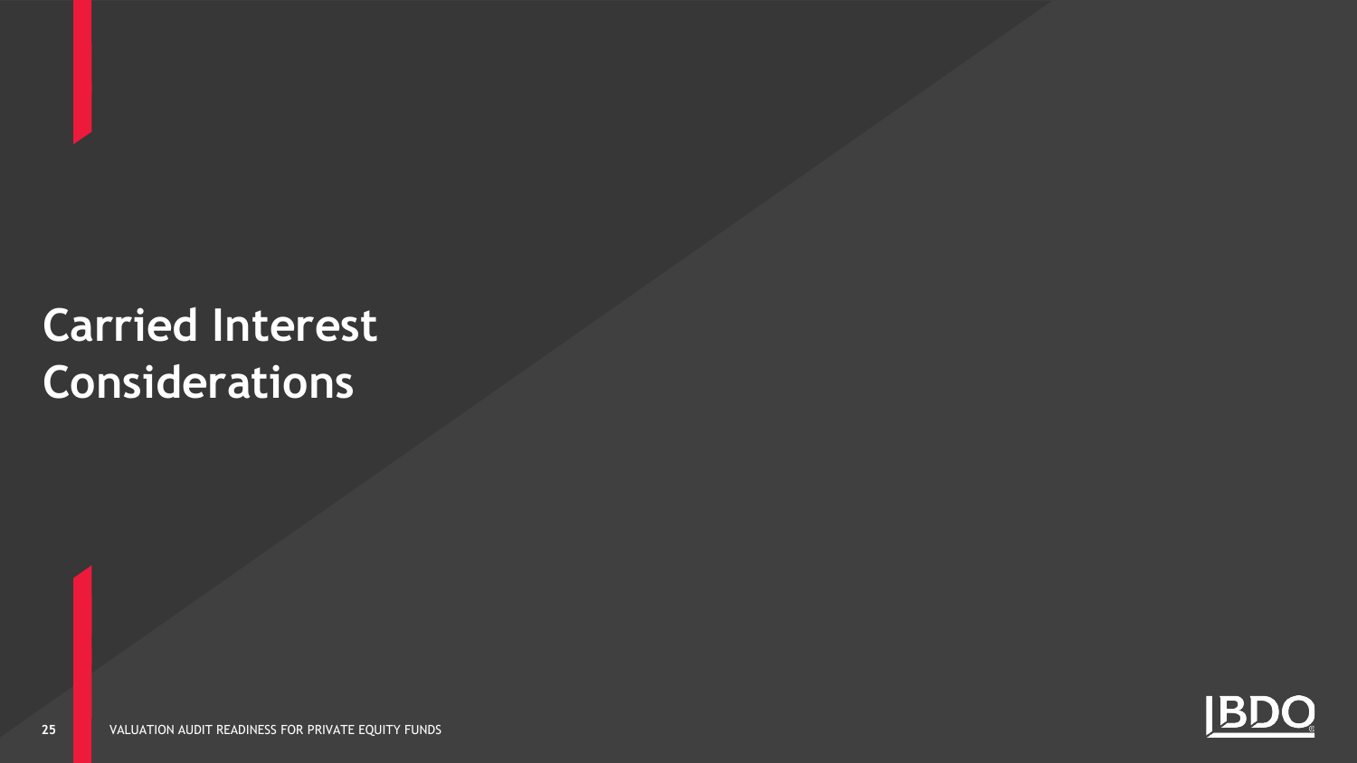# Carried Interest Considerations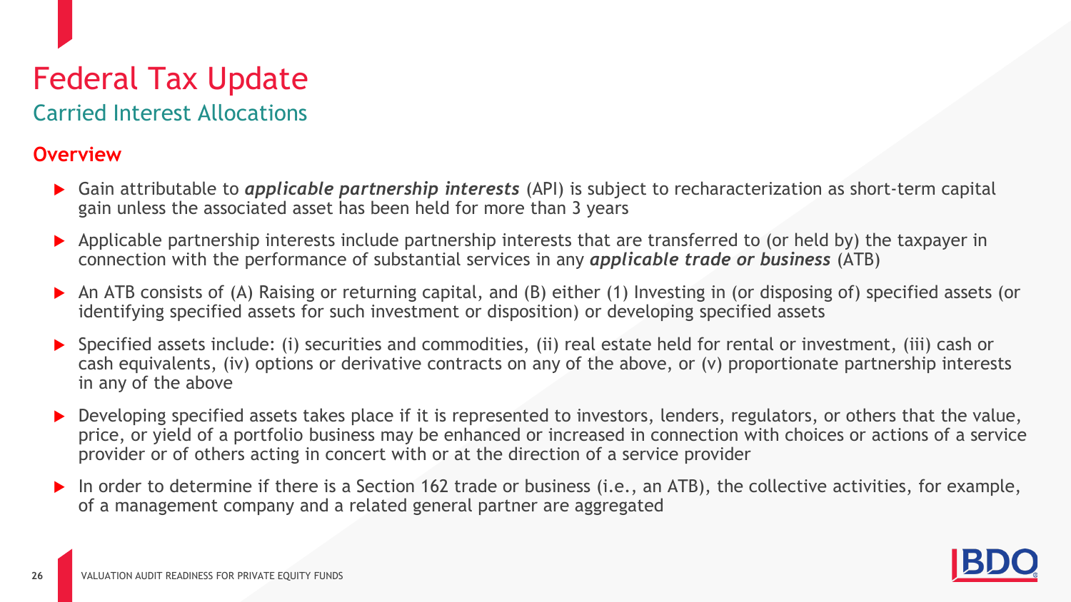# Federal Tax Update

## Carried Interest Allocations

### Overview

- Gain attributable to ***applicable partnership interests*** (API) is subject to recharacterization as short-term capital gain unless the associated asset has been held for more than 3 years
- Applicable partnership interests include partnership interests that are transferred to (or held by) the taxpayer in connection with the performance of substantial services in any ***applicable trade or business*** (ATB)
- An ATB consists of (A) Raising or returning capital, and (B) either (1) Investing in (or disposing of) specified assets (or identifying specified assets for such investment or disposition) or developing specified assets
- Specified assets include: (i) securities and commodities, (ii) real estate held for rental or investment, (iii) cash or cash equivalents, (iv) options or derivative contracts on any of the above, or (v) proportionate partnership interests in any of the above
- Developing specified assets takes place if it is represented to investors, lenders, regulators, or others that the value, price, or yield of a portfolio business may be enhanced or increased in connection with choices or actions of a service provider or of others acting in concert with or at the direction of a service provider
- In order to determine if there is a Section 162 trade or business (i.e., an ATB), the collective activities, for example, of a management company and a related general partner are aggregated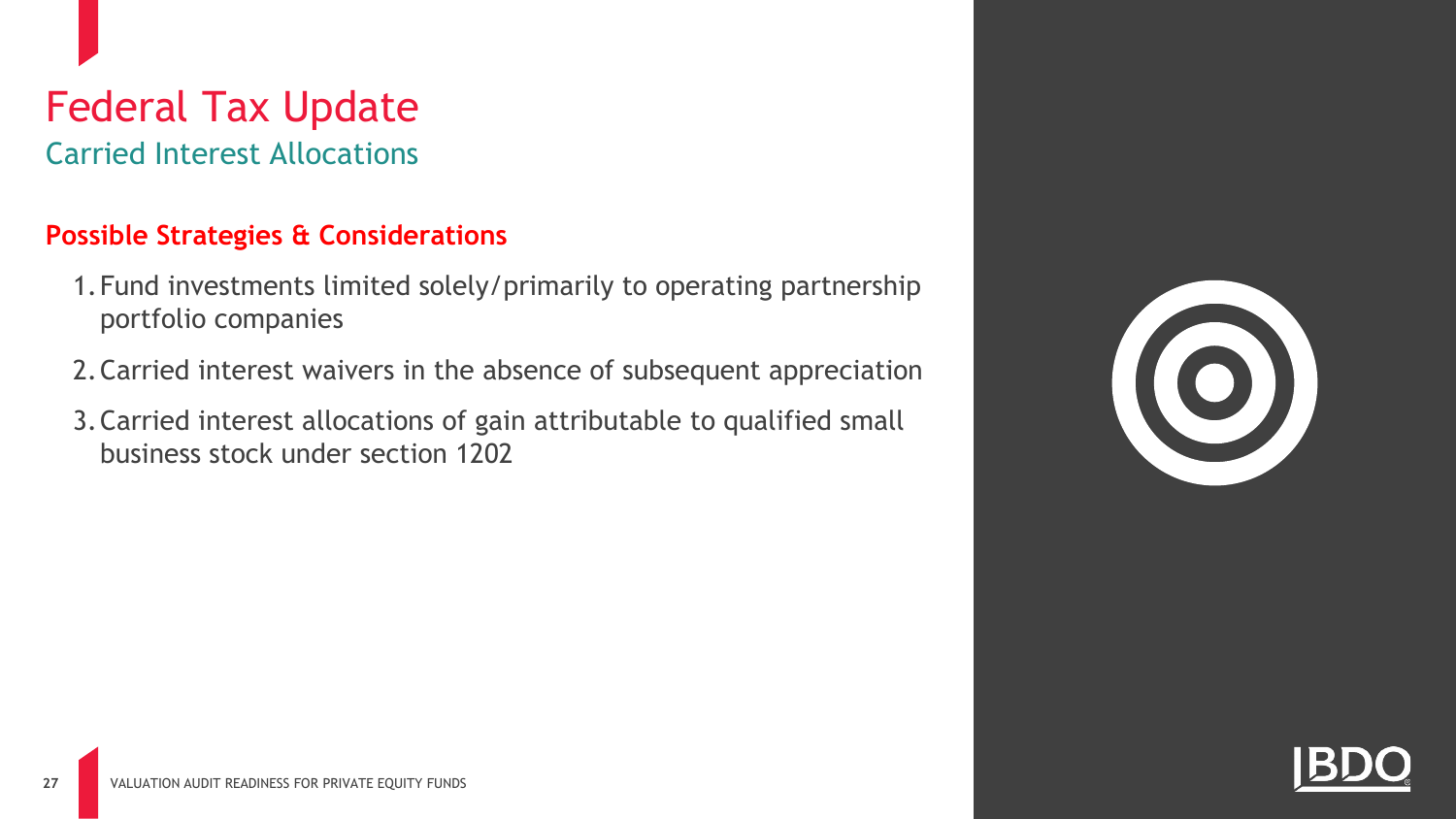# Federal Tax Update

## Carried Interest Allocations

### Possible Strategies & Considerations

1. Fund investments limited solely/primarily to operating partnership portfolio companies
2. Carried interest waivers in the absence of subsequent appreciation
3. Carried interest allocations of gain attributable to qualified small business stock under section 1202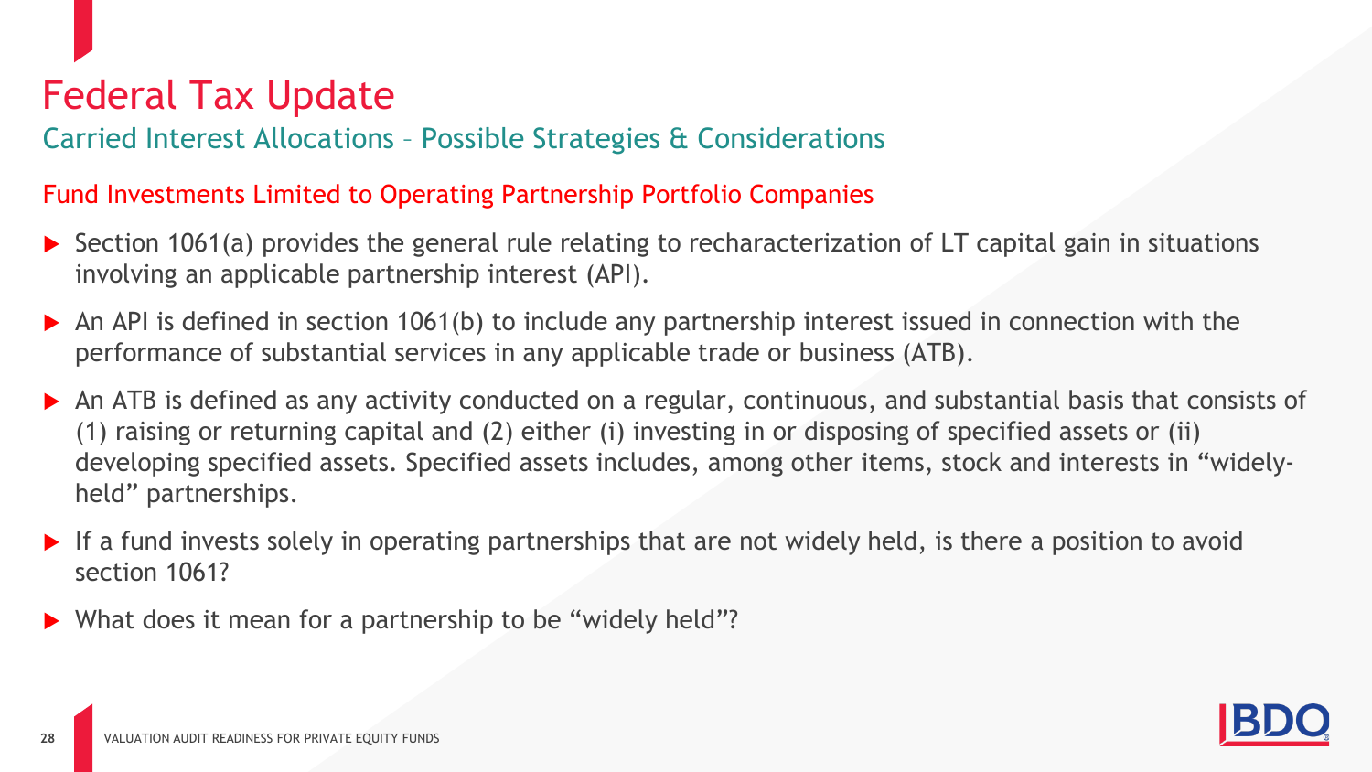# Federal Tax Update

## Carried Interest Allocations – Possible Strategies & Considerations

### Fund Investments Limited to Operating Partnership Portfolio Companies

- Section 1061(a) provides the general rule relating to recharacterization of LT capital gain in situations involving an applicable partnership interest (API).
- An API is defined in section 1061(b) to include any partnership interest issued in connection with the performance of substantial services in any applicable trade or business (ATB).
- An ATB is defined as any activity conducted on a regular, continuous, and substantial basis that consists of (1) raising or returning capital and (2) either (i) investing in or disposing of specified assets or (ii) developing specified assets. Specified assets includes, among other items, stock and interests in "widely-held" partnerships.
- If a fund invests solely in operating partnerships that are not widely held, is there a position to avoid section 1061?
- What does it mean for a partnership to be "widely held"?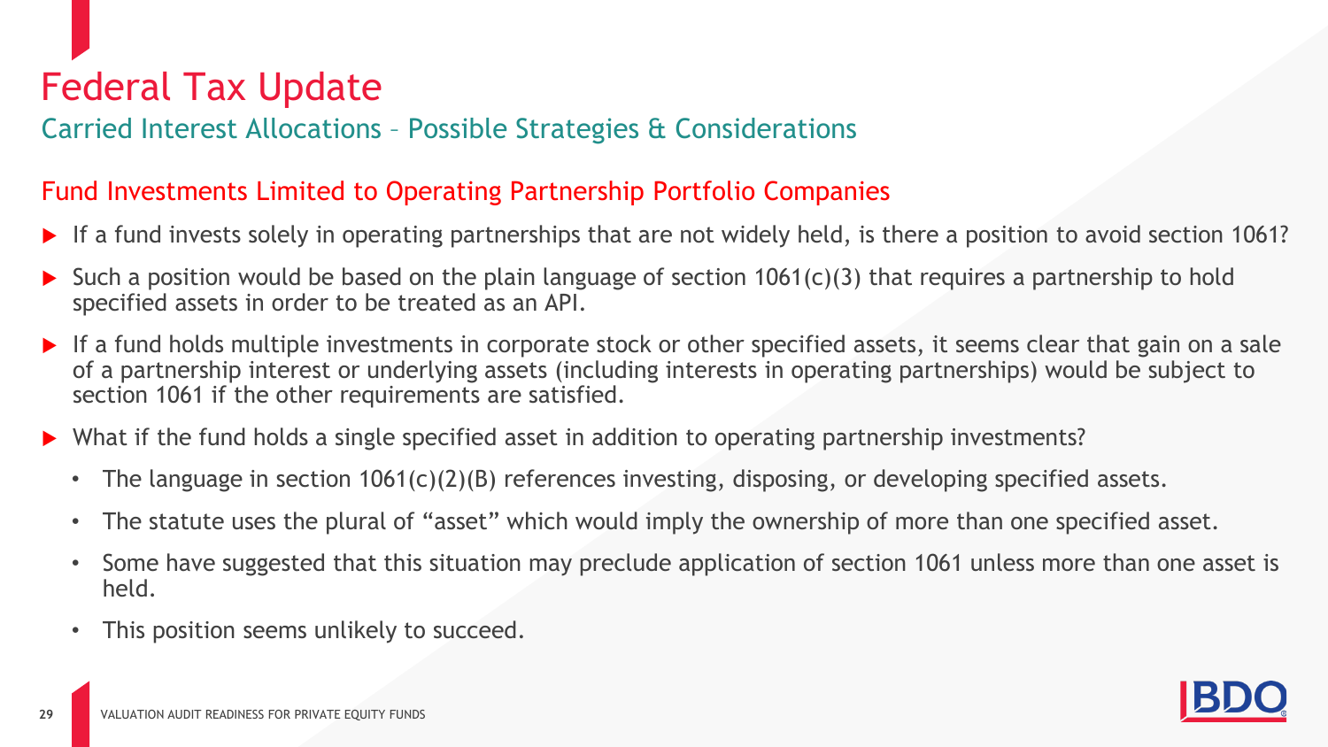# Federal Tax Update

## Carried Interest Allocations – Possible Strategies & Considerations

### Fund Investments Limited to Operating Partnership Portfolio Companies

- If a fund invests solely in operating partnerships that are not widely held, is there a position to avoid section 1061?
- Such a position would be based on the plain language of section 1061(c)(3) that requires a partnership to hold specified assets in order to be treated as an API.
- If a fund holds multiple investments in corporate stock or other specified assets, it seems clear that gain on a sale of a partnership interest or underlying assets (including interests in operating partnerships) would be subject to section 1061 if the other requirements are satisfied.
- What if the fund holds a single specified asset in addition to operating partnership investments?
  - The language in section 1061(c)(2)(B) references investing, disposing, or developing specified assets.
  - The statute uses the plural of "asset" which would imply the ownership of more than one specified asset.
  - Some have suggested that this situation may preclude application of section 1061 unless more than one asset is held.
  - This position seems unlikely to succeed.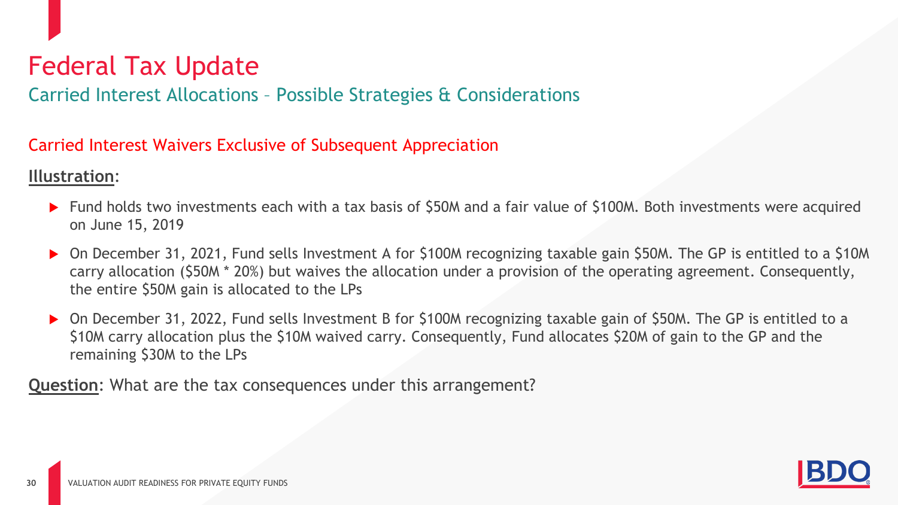# Federal Tax Update

## Carried Interest Allocations – Possible Strategies & Considerations

### Carried Interest Waivers Exclusive of Subsequent Appreciation

**Illustration**:

- Fund holds two investments each with a tax basis of $50M and a fair value of $100M. Both investments were acquired on June 15, 2019
- On December 31, 2021, Fund sells Investment A for $100M recognizing taxable gain $50M. The GP is entitled to a $10M carry allocation ($50M * 20%) but waives the allocation under a provision of the operating agreement. Consequently, the entire $50M gain is allocated to the LPs
- On December 31, 2022, Fund sells Investment B for $100M recognizing taxable gain of $50M. The GP is entitled to a $10M carry allocation plus the $10M waived carry. Consequently, Fund allocates $20M of gain to the GP and the remaining $30M to the LPs

**Question**: What are the tax consequences under this arrangement?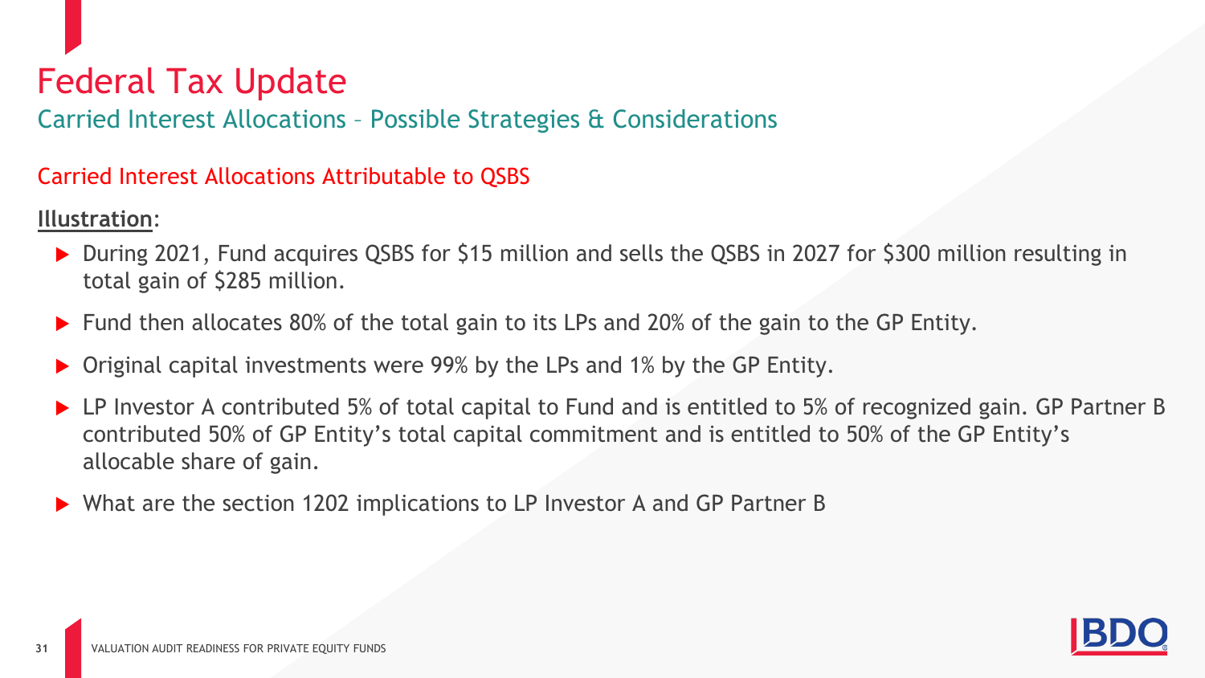# Federal Tax Update

## Carried Interest Allocations – Possible Strategies & Considerations

### Carried Interest Allocations Attributable to QSBS

**Illustration**:

- During 2021, Fund acquires QSBS for $15 million and sells the QSBS in 2027 for $300 million resulting in total gain of $285 million.
- Fund then allocates 80% of the total gain to its LPs and 20% of the gain to the GP Entity.
- Original capital investments were 99% by the LPs and 1% by the GP Entity.
- LP Investor A contributed 5% of total capital to Fund and is entitled to 5% of recognized gain. GP Partner B contributed 50% of GP Entity's total capital commitment and is entitled to 50% of the GP Entity's allocable share of gain.
- What are the section 1202 implications to LP Investor A and GP Partner B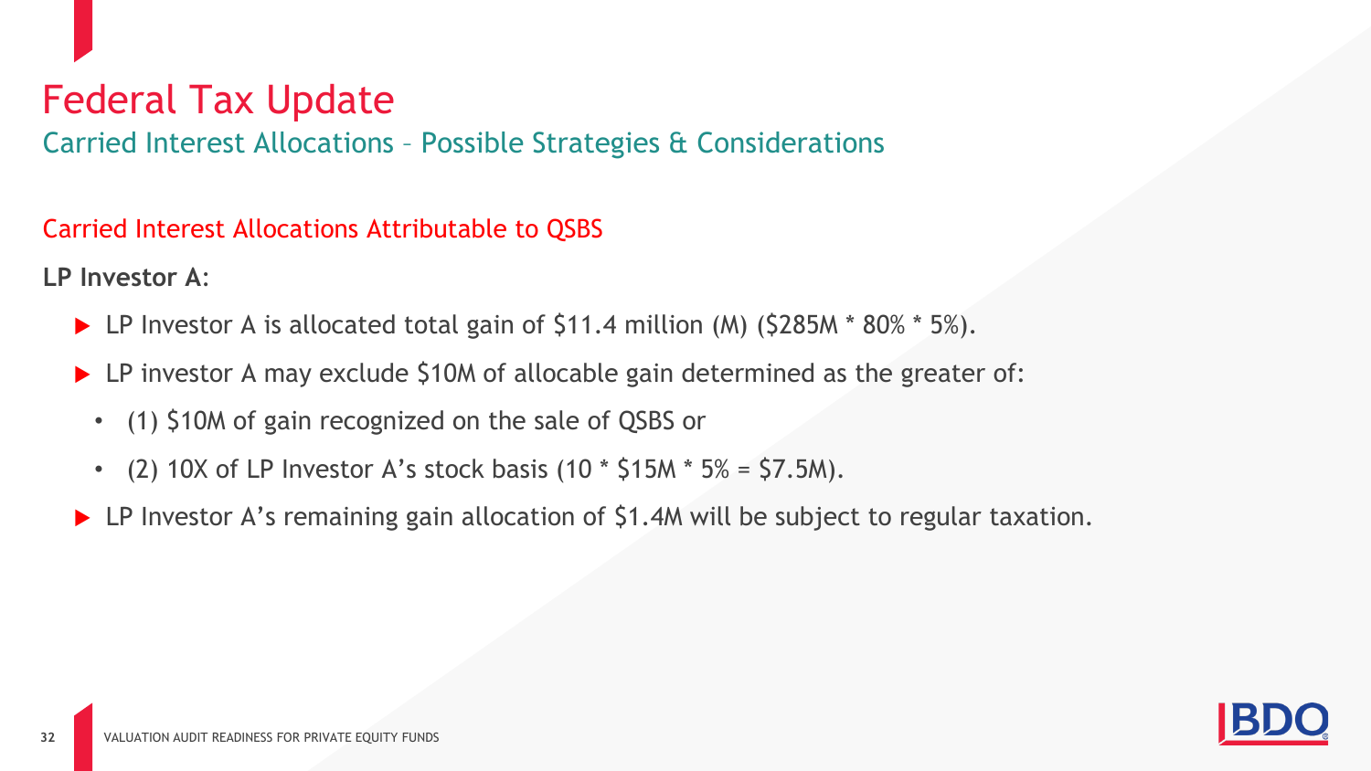# Federal Tax Update

## Carried Interest Allocations – Possible Strategies & Considerations

### Carried Interest Allocations Attributable to QSBS

**LP Investor A:**

- LP Investor A is allocated total gain of $11.4 million (M) ($285M * 80% * 5%).
- LP investor A may exclude $10M of allocable gain determined as the greater of:
  - (1) $10M of gain recognized on the sale of QSBS or
  - (2) 10X of LP Investor A's stock basis (10 * $15M * 5% = $7.5M).
- LP Investor A's remaining gain allocation of $1.4M will be subject to regular taxation.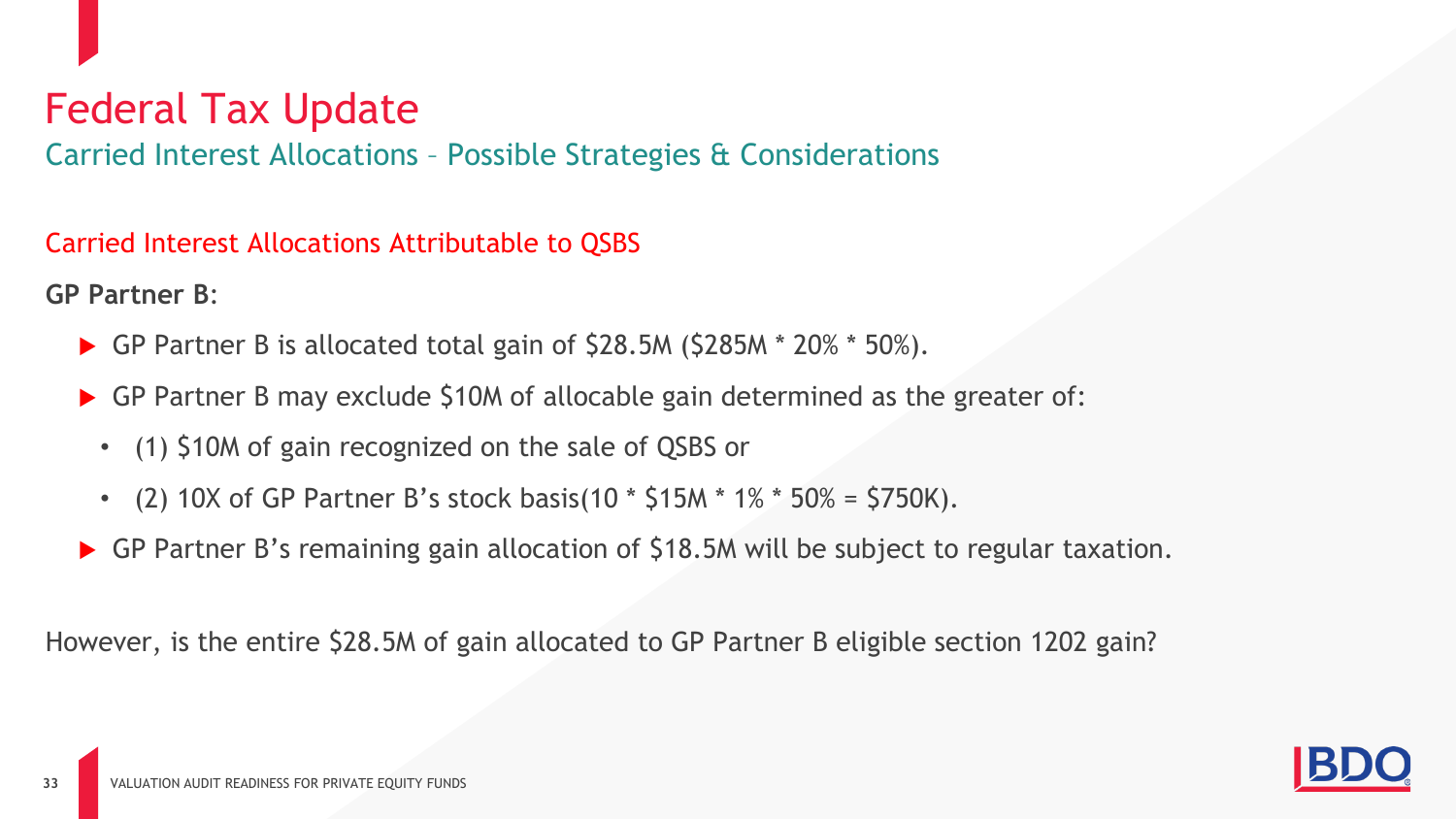# Federal Tax Update

## Carried Interest Allocations – Possible Strategies & Considerations

### Carried Interest Allocations Attributable to QSBS

**GP Partner B**:

- GP Partner B is allocated total gain of $28.5M ($285M * 20% * 50%).
- GP Partner B may exclude $10M of allocable gain determined as the greater of:
  - (1) $10M of gain recognized on the sale of QSBS or
  - (2) 10X of GP Partner B's stock basis(10 * $15M * 1% * 50% = $750K).
- GP Partner B's remaining gain allocation of $18.5M will be subject to regular taxation.

However, is the entire $28.5M of gain allocated to GP Partner B eligible section 1202 gain?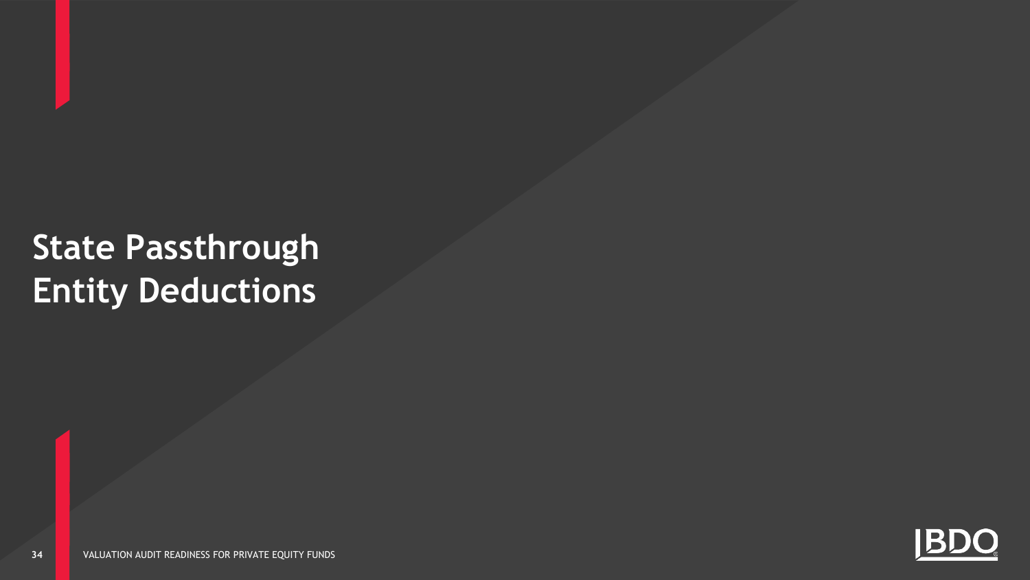# State Passthrough Entity Deductions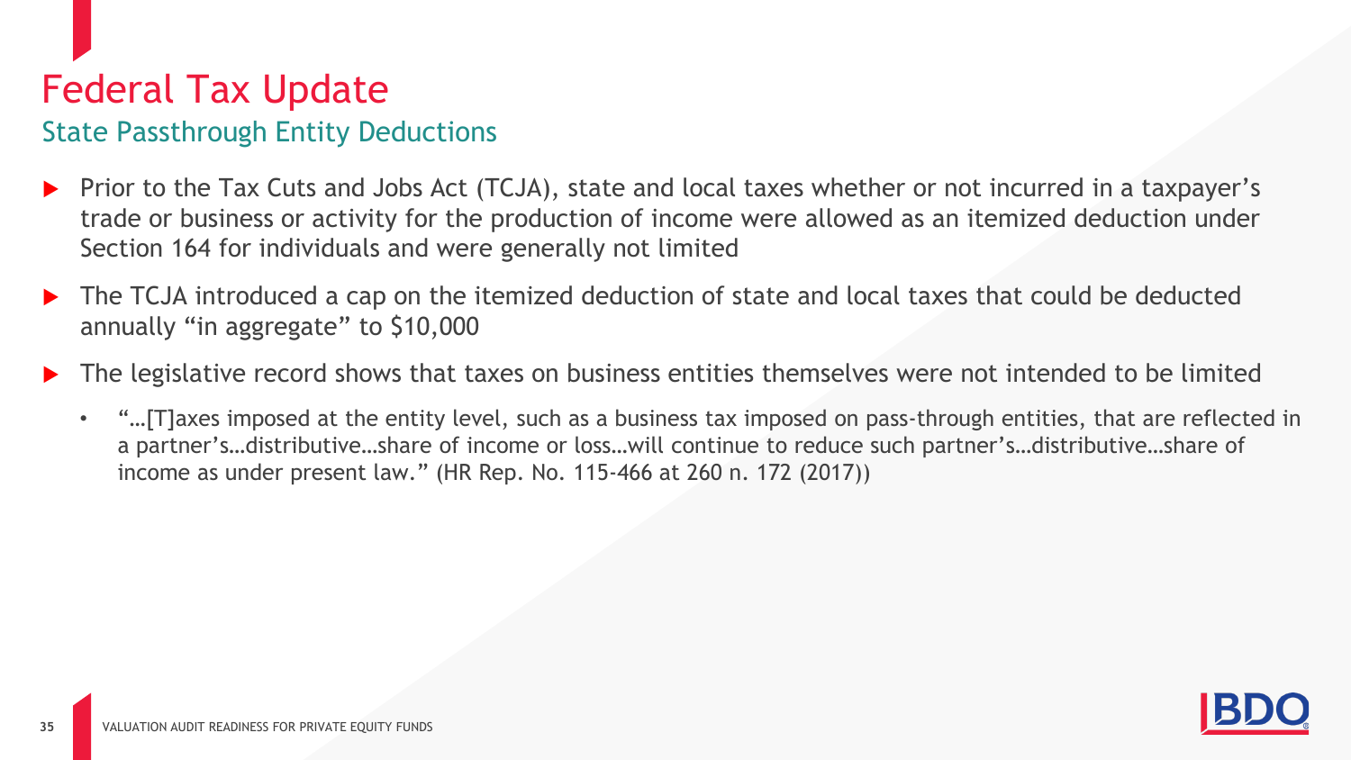# Federal Tax Update

## State Passthrough Entity Deductions

- Prior to the Tax Cuts and Jobs Act (TCJA), state and local taxes whether or not incurred in a taxpayer's trade or business or activity for the production of income were allowed as an itemized deduction under Section 164 for individuals and were generally not limited
- The TCJA introduced a cap on the itemized deduction of state and local taxes that could be deducted annually "in aggregate" to $10,000
- The legislative record shows that taxes on business entities themselves were not intended to be limited
  - "…[T]axes imposed at the entity level, such as a business tax imposed on pass-through entities, that are reflected in a partner's…distributive…share of income or loss…will continue to reduce such partner's…distributive…share of income as under present law." (HR Rep. No. 115-466 at 260 n. 172 (2017))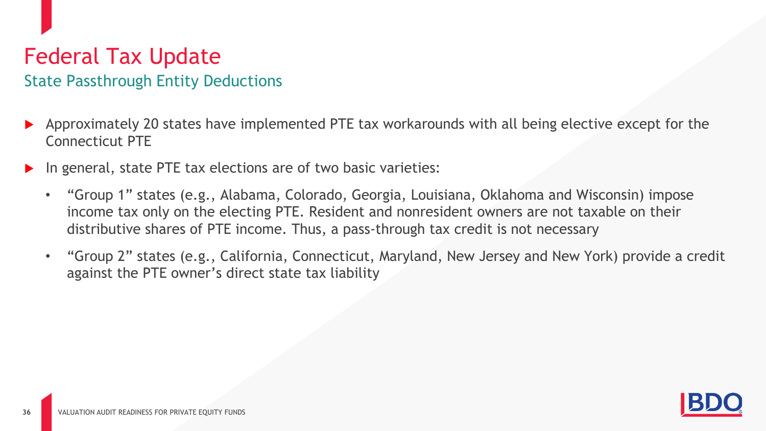# Federal Tax Update

## State Passthrough Entity Deductions

- Approximately 20 states have implemented PTE tax workarounds with all being elective except for the Connecticut PTE
- In general, state PTE tax elections are of two basic varieties:
  - "Group 1" states (e.g., Alabama, Colorado, Georgia, Louisiana, Oklahoma and Wisconsin) impose income tax only on the electing PTE. Resident and nonresident owners are not taxable on their distributive shares of PTE income. Thus, a pass-through tax credit is not necessary
  - "Group 2" states (e.g., California, Connecticut, Maryland, New Jersey and New York) provide a credit against the PTE owner's direct state tax liability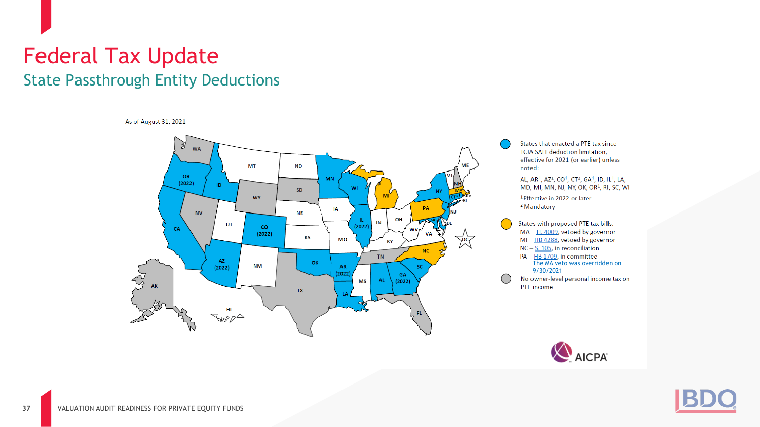# Federal Tax Update

## State Passthrough Entity Deductions

As of August 31, 2021

AK, HI, WA, OR (2022), CA, NV, ID, MT, WY, UT, AZ (2022), CO (2022), NM, ND, SD, NE, KS, OK, TX, MN, IA, MO, AR (2022), LA, WI, IL (2022), MS, MI, IN, KY, TN, AL, OH, GA (2022), FL, SC, NC, WV, VA, PA, NY, VT, NH, ME, MA, CT, RI, NJ, DE, MD, DC

- States that enacted a PTE tax since TCJA SALT deduction limitation, effective for 2021 (or earlier) unless noted:

  AL, AR[1], AZ[1], CO[1], CT[2], GA[1], ID, IL[1], LA, MD, MI, MN, NJ, NY, OK, OR[1], RI, SC, WI

  [1] Effective in 2022 or later
  [2] Mandatory

- States with proposed PTE tax bills:
  - MA – H. 4009, vetoed by governor
  - MI – HB 4288, vetoed by governor
  - NC – S. 105, in reconciliation
  - PA – HB 1709, in committee

  The MA veto was overridden on 9/30/2021

- No owner-level personal income tax on PTE income

AICPA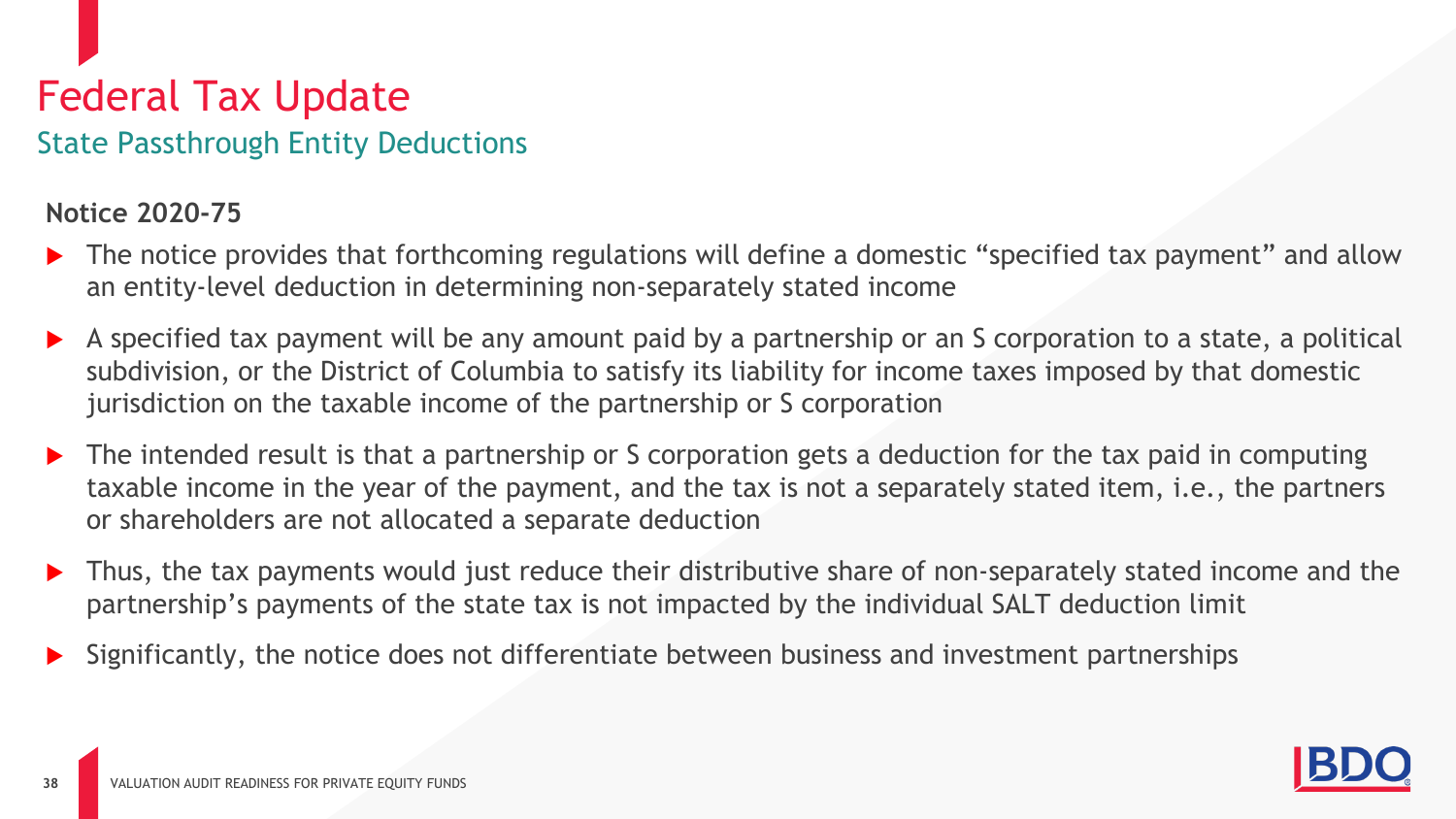# Federal Tax Update

## State Passthrough Entity Deductions

**Notice 2020-75**

- The notice provides that forthcoming regulations will define a domestic "specified tax payment" and allow an entity-level deduction in determining non-separately stated income
- A specified tax payment will be any amount paid by a partnership or an S corporation to a state, a political subdivision, or the District of Columbia to satisfy its liability for income taxes imposed by that domestic jurisdiction on the taxable income of the partnership or S corporation
- The intended result is that a partnership or S corporation gets a deduction for the tax paid in computing taxable income in the year of the payment, and the tax is not a separately stated item, i.e., the partners or shareholders are not allocated a separate deduction
- Thus, the tax payments would just reduce their distributive share of non-separately stated income and the partnership's payments of the state tax is not impacted by the individual SALT deduction limit
- Significantly, the notice does not differentiate between business and investment partnerships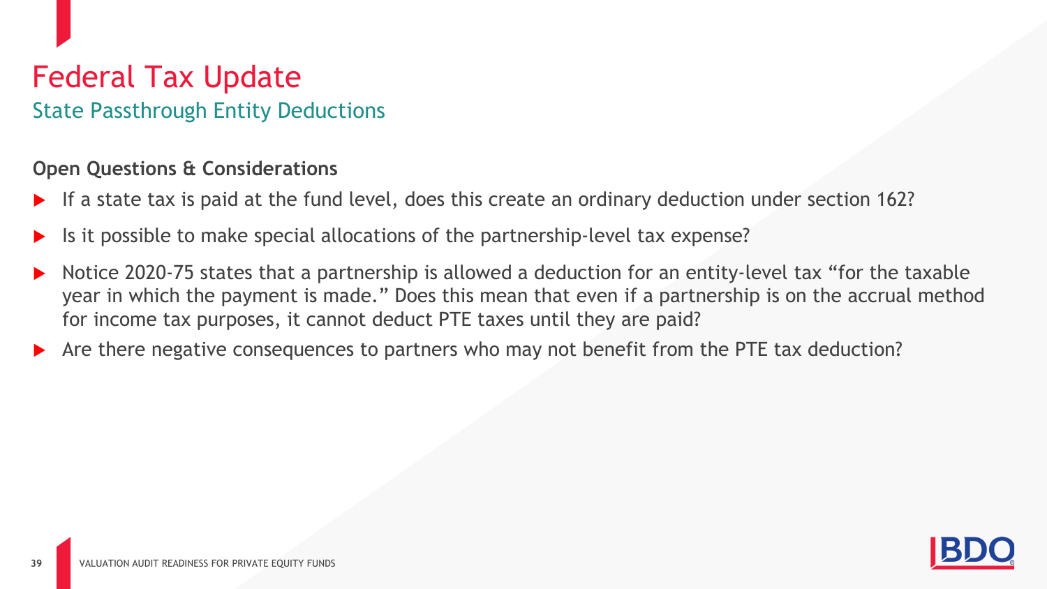# Federal Tax Update

## State Passthrough Entity Deductions

**Open Questions & Considerations**

- If a state tax is paid at the fund level, does this create an ordinary deduction under section 162?
- Is it possible to make special allocations of the partnership-level tax expense?
- Notice 2020-75 states that a partnership is allowed a deduction for an entity-level tax "for the taxable year in which the payment is made." Does this mean that even if a partnership is on the accrual method for income tax purposes, it cannot deduct PTE taxes until they are paid?
- Are there negative consequences to partners who may not benefit from the PTE tax deduction?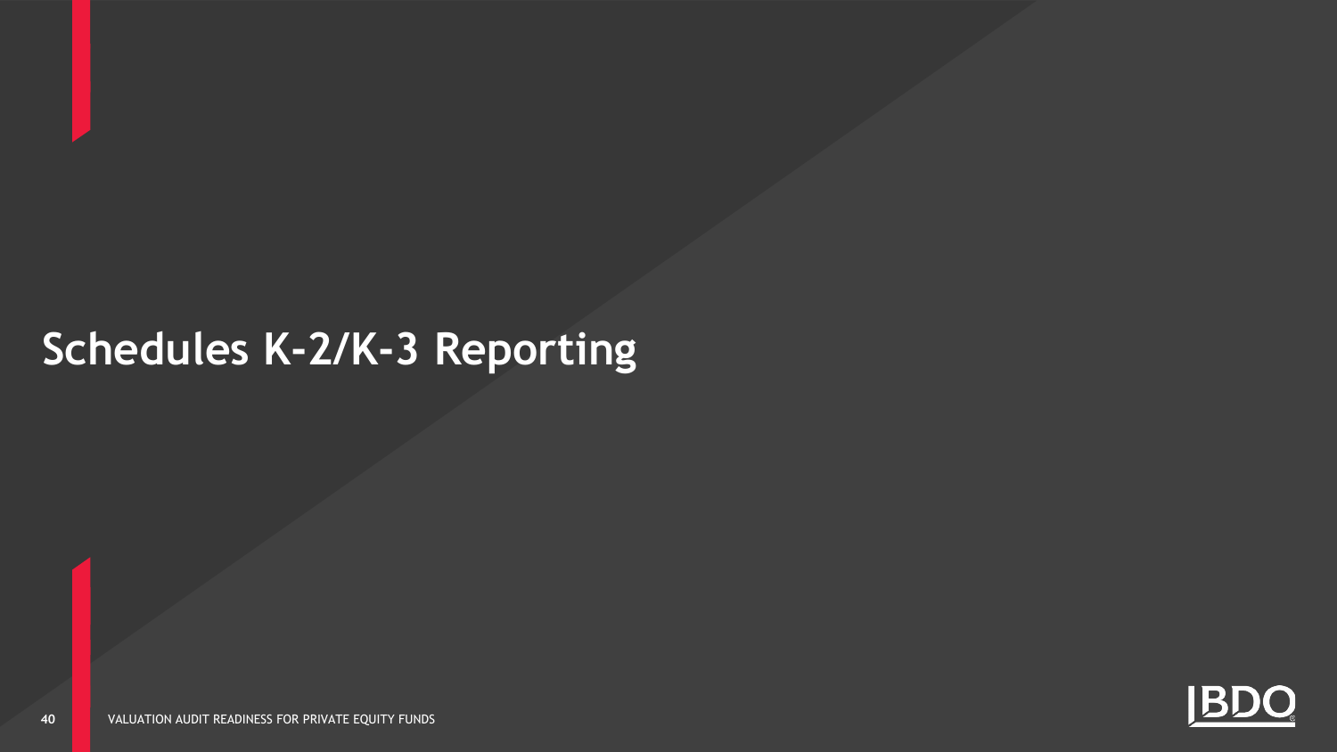# Schedules K-2/K-3 Reporting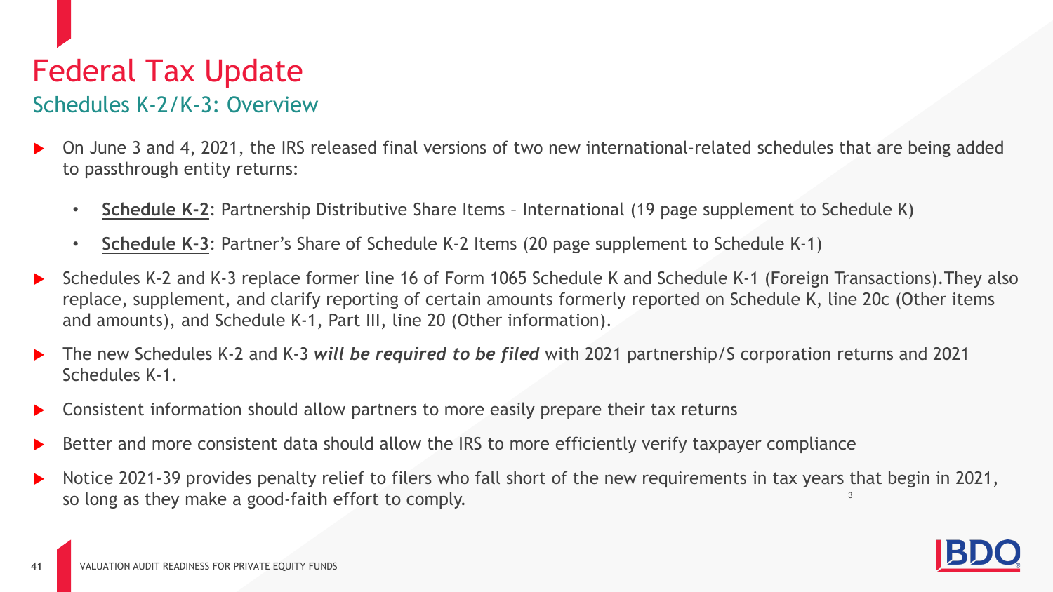# Federal Tax Update

## Schedules K-2/K-3: Overview

- On June 3 and 4, 2021, the IRS released final versions of two new international-related schedules that are being added to passthrough entity returns:
  - **Schedule K-2**: Partnership Distributive Share Items – International (19 page supplement to Schedule K)
  - **Schedule K-3**: Partner's Share of Schedule K-2 Items (20 page supplement to Schedule K-1)
- Schedules K-2 and K-3 replace former line 16 of Form 1065 Schedule K and Schedule K-1 (Foreign Transactions). They also replace, supplement, and clarify reporting of certain amounts formerly reported on Schedule K, line 20c (Other items and amounts), and Schedule K-1, Part III, line 20 (Other information).
- The new Schedules K-2 and K-3 ***will be required to be filed*** with 2021 partnership/S corporation returns and 2021 Schedules K-1.
- Consistent information should allow partners to more easily prepare their tax returns
- Better and more consistent data should allow the IRS to more efficiently verify taxpayer compliance
- Notice 2021-39 provides penalty relief to filers who fall short of the new requirements in tax years that begin in 2021, so long as they make a good-faith effort to comply.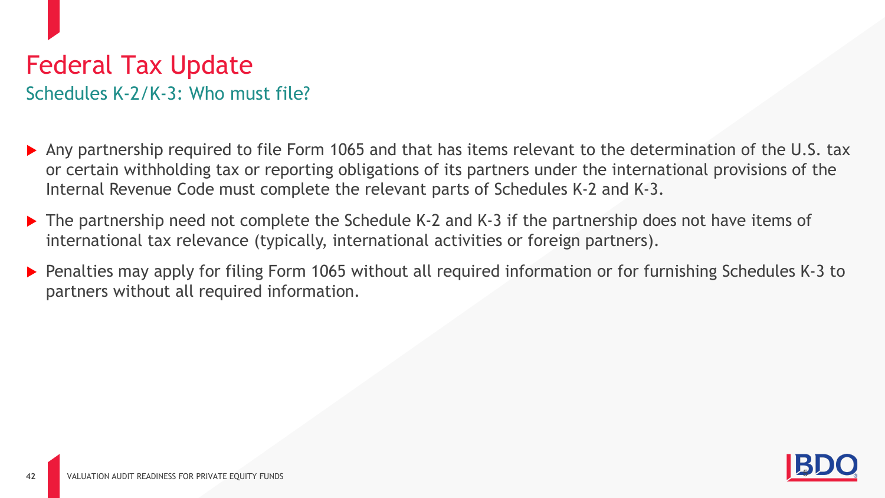# Federal Tax Update

## Schedules K-2/K-3: Who must file?

- Any partnership required to file Form 1065 and that has items relevant to the determination of the U.S. tax or certain withholding tax or reporting obligations of its partners under the international provisions of the Internal Revenue Code must complete the relevant parts of Schedules K-2 and K-3.
- The partnership need not complete the Schedule K-2 and K-3 if the partnership does not have items of international tax relevance (typically, international activities or foreign partners).
- Penalties may apply for filing Form 1065 without all required information or for furnishing Schedules K-3 to partners without all required information.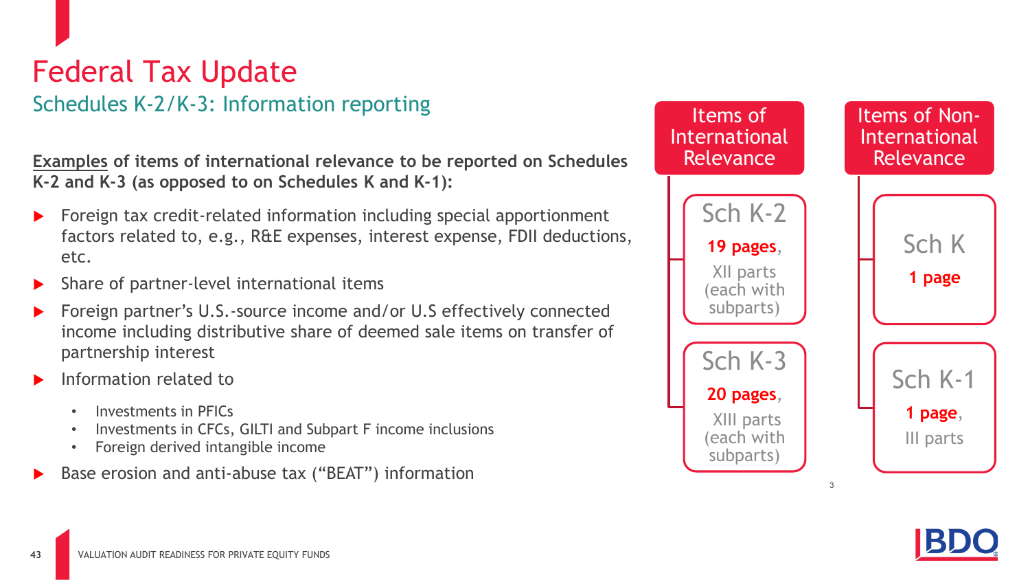# Federal Tax Update

## Schedules K-2/K-3: Information reporting

**Examples of items of international relevance to be reported on Schedules K-2 and K-3 (as opposed to on Schedules K and K-1):**

- Foreign tax credit-related information including special apportionment factors related to, e.g., R&E expenses, interest expense, FDII deductions, etc.
- Share of partner-level international items
- Foreign partner's U.S.-source income and/or U.S effectively connected income including distributive share of deemed sale items on transfer of partnership interest
- Information related to
  - Investments in PFICs
  - Investments in CFCs, GILTI and Subpart F income inclusions
  - Foreign derived intangible income
- Base erosion and anti-abuse tax ("BEAT") information

**Items of International Relevance**

- **Sch K-2**: **19 pages**, XII parts (each with subparts)
- **Sch K-3**: **20 pages**, XIII parts (each with subparts)

**Items of Non-International Relevance**

- **Sch K**: **1 page**
- **Sch K-1**: **1 page**, III parts

3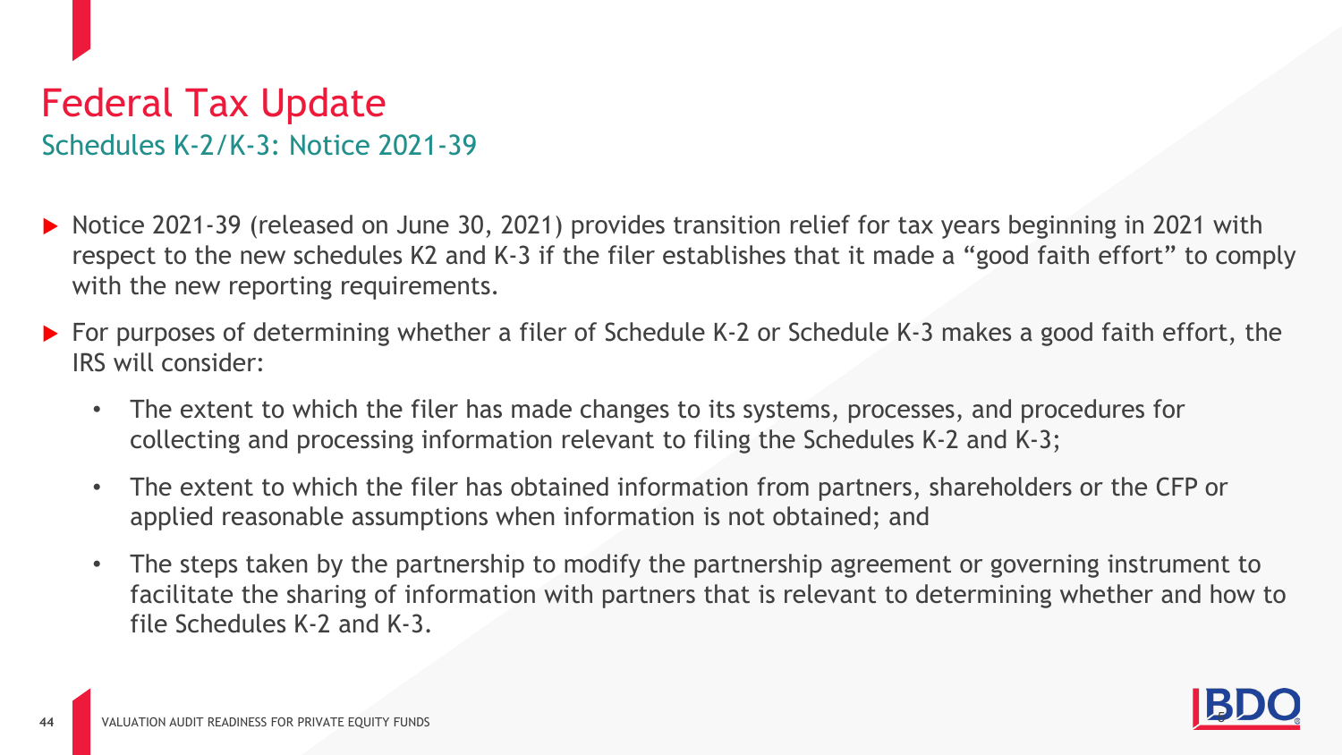# Federal Tax Update

## Schedules K-2/K-3: Notice 2021-39

- Notice 2021-39 (released on June 30, 2021) provides transition relief for tax years beginning in 2021 with respect to the new schedules K2 and K-3 if the filer establishes that it made a "good faith effort" to comply with the new reporting requirements.
- For purposes of determining whether a filer of Schedule K-2 or Schedule K-3 makes a good faith effort, the IRS will consider:
  - The extent to which the filer has made changes to its systems, processes, and procedures for collecting and processing information relevant to filing the Schedules K-2 and K-3;
  - The extent to which the filer has obtained information from partners, shareholders or the CFP or applied reasonable assumptions when information is not obtained; and
  - The steps taken by the partnership to modify the partnership agreement or governing instrument to facilitate the sharing of information with partners that is relevant to determining whether and how to file Schedules K-2 and K-3.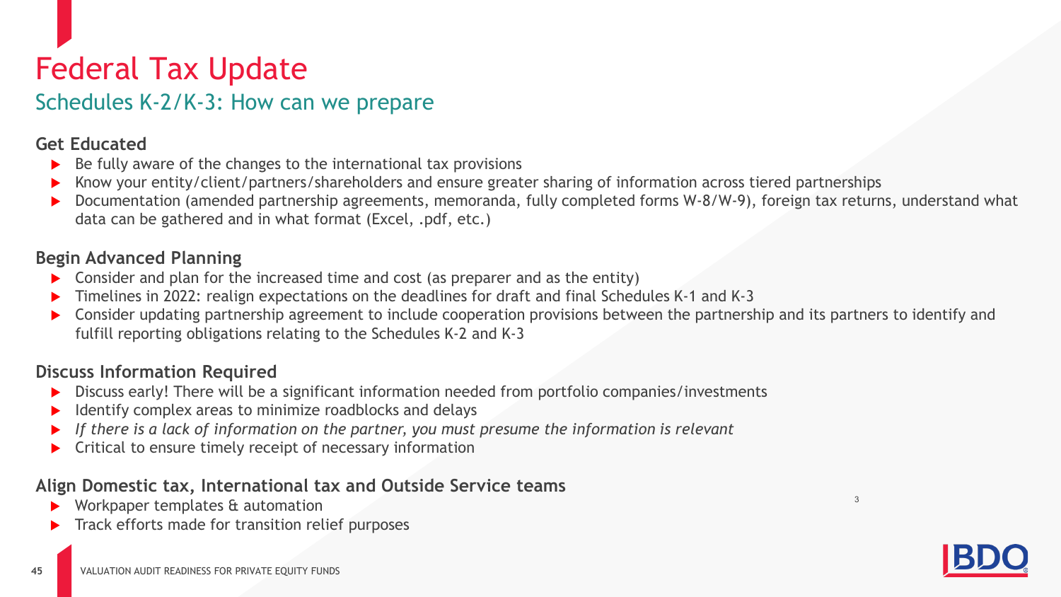# Federal Tax Update

## Schedules K-2/K-3: How can we prepare

**Get Educated**

- Be fully aware of the changes to the international tax provisions
- Know your entity/client/partners/shareholders and ensure greater sharing of information across tiered partnerships
- Documentation (amended partnership agreements, memoranda, fully completed forms W-8/W-9), foreign tax returns, understand what data can be gathered and in what format (Excel, .pdf, etc.)

**Begin Advanced Planning**

- Consider and plan for the increased time and cost (as preparer and as the entity)
- Timelines in 2022: realign expectations on the deadlines for draft and final Schedules K-1 and K-3
- Consider updating partnership agreement to include cooperation provisions between the partnership and its partners to identify and fulfill reporting obligations relating to the Schedules K-2 and K-3

**Discuss Information Required**

- Discuss early! There will be a significant information needed from portfolio companies/investments
- Identify complex areas to minimize roadblocks and delays
- *If there is a lack of information on the partner, you must presume the information is relevant*
- Critical to ensure timely receipt of necessary information

**Align Domestic tax, International tax and Outside Service teams**

- Workpaper templates & automation
- Track efforts made for transition relief purposes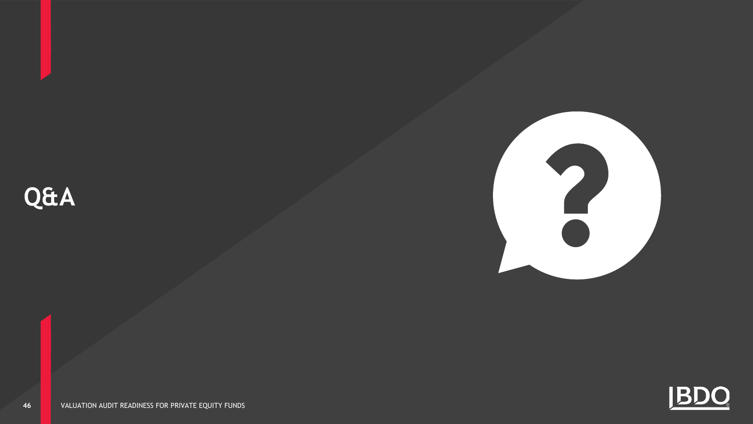# Q&A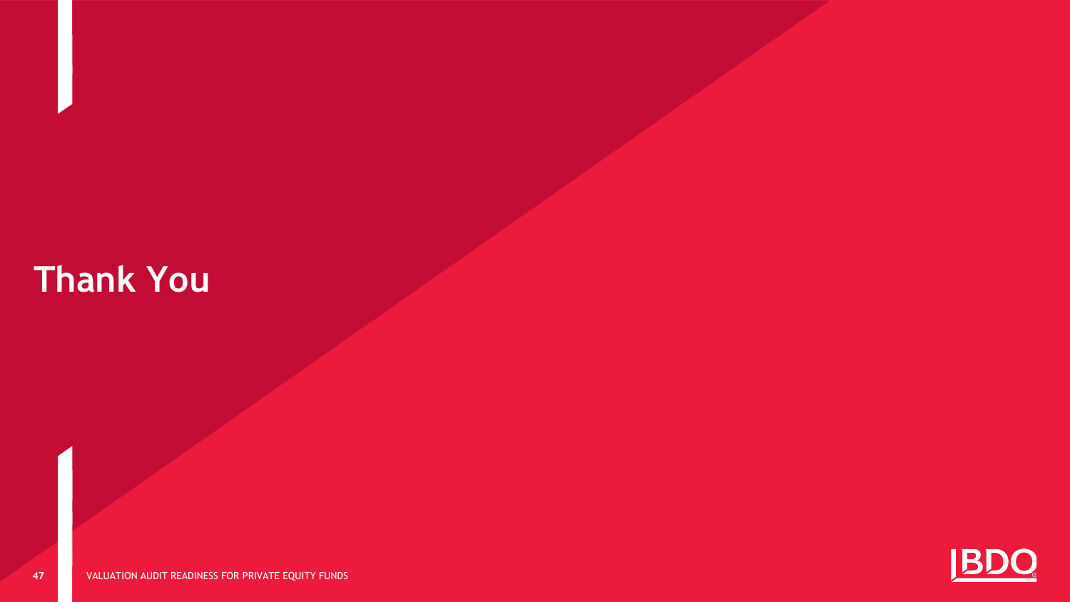# Thank You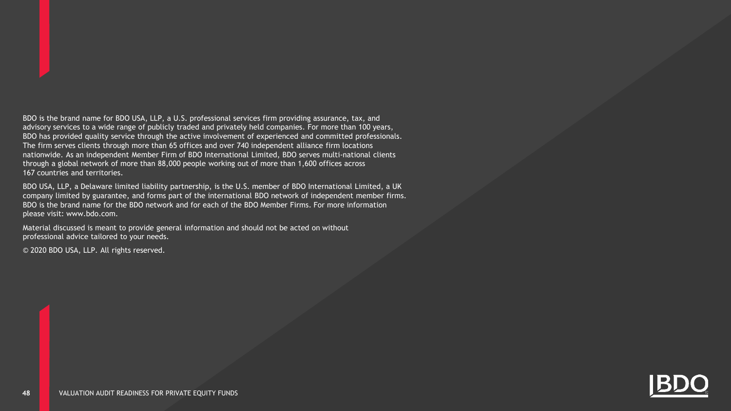BDO is the brand name for BDO USA, LLP, a U.S. professional services firm providing assurance, tax, and advisory services to a wide range of publicly traded and privately held companies. For more than 100 years, BDO has provided quality service through the active involvement of experienced and committed professionals. The firm serves clients through more than 65 offices and over 740 independent alliance firm locations nationwide. As an independent Member Firm of BDO International Limited, BDO serves multi-national clients through a global network of more than 88,000 people working out of more than 1,600 offices across 167 countries and territories.

BDO USA, LLP, a Delaware limited liability partnership, is the U.S. member of BDO International Limited, a UK company limited by guarantee, and forms part of the international BDO network of independent member firms. BDO is the brand name for the BDO network and for each of the BDO Member Firms. For more information please visit: www.bdo.com.

Material discussed is meant to provide general information and should not be acted on without professional advice tailored to your needs.

© 2020 BDO USA, LLP. All rights reserved.